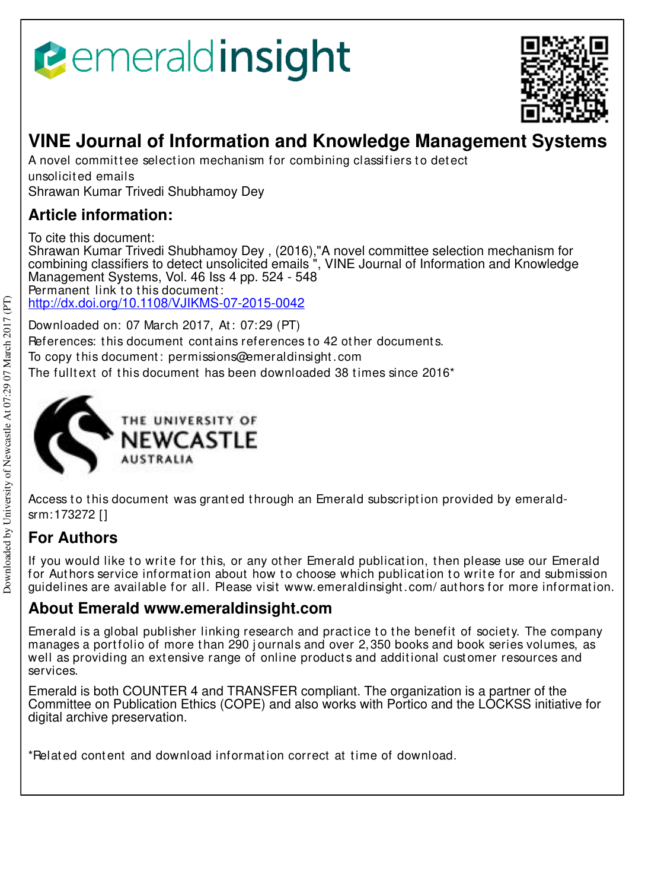# VINE Journal of Information and Knowledge Management Systems

A novel committee selection mechanism for combining classifiers to detect unsolicited emails
Shrawan Kumar Trivedi Shubhamoy Dey

## Article information:

To cite this document:
Shrawan Kumar Trivedi Shubhamoy Dey , (2016),"A novel committee selection mechanism for combining classifiers to detect unsolicited emails ", VINE Journal of Information and Knowledge Management Systems, Vol. 46 Iss 4 pp. 524 - 548
Permanent link to this document:
http://dx.doi.org/10.1108/VJIKMS-07-2015-0042

Downloaded on: 07 March 2017, At: 07:29 (PT)
References: this document contains references to 42 other documents.
To copy this document: permissions@emeraldinsight.com
The fulltext of this document has been downloaded 38 times since 2016*

Access to this document was granted through an Emerald subscription provided by emerald-srm:173272 []

## For Authors

If you would like to write for this, or any other Emerald publication, then please use our Emerald for Authors service information about how to choose which publication to write for and submission guidelines are available for all. Please visit www.emeraldinsight.com/authors for more information.

## About Emerald www.emeraldinsight.com

Emerald is a global publisher linking research and practice to the benefit of society. The company manages a portfolio of more than 290 journals and over 2,350 books and book series volumes, as well as providing an extensive range of online products and additional customer resources and services.

Emerald is both COUNTER 4 and TRANSFER compliant. The organization is a partner of the Committee on Publication Ethics (COPE) and also works with Portico and the LOCKSS initiative for digital archive preservation.

*Related content and download information correct at time of download.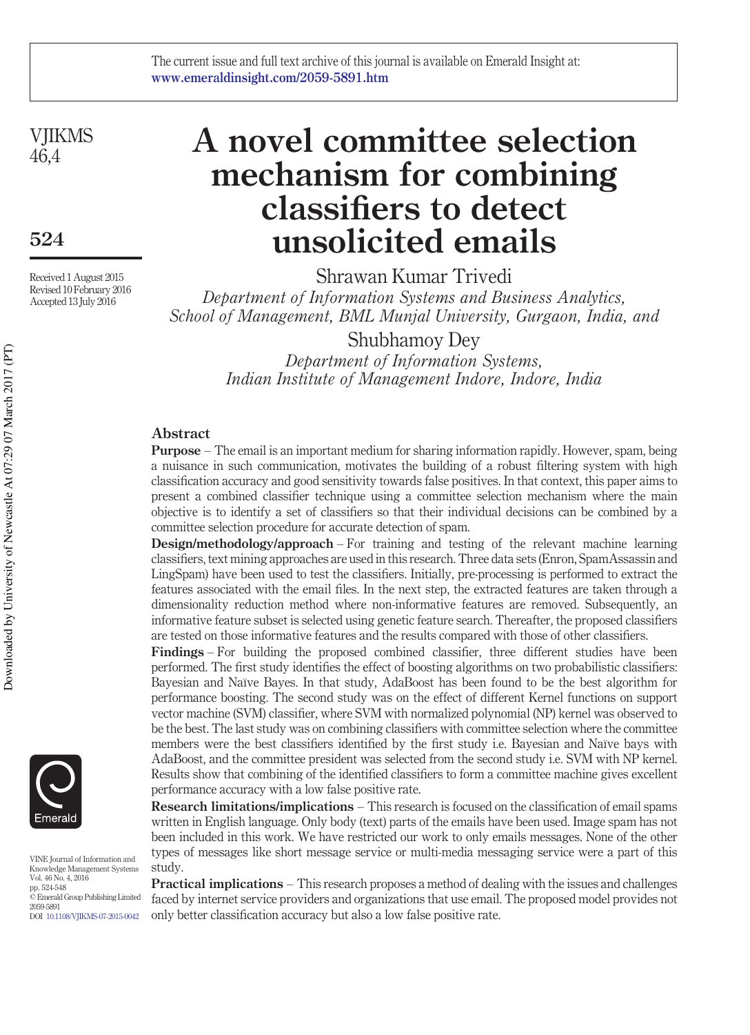# A novel committee selection mechanism for combining classifiers to detect unsolicited emails

Shrawan Kumar Trivedi

*Department of Information Systems and Business Analytics, School of Management, BML Munjal University, Gurgaon, India, and*

Shubhamoy Dey

*Department of Information Systems, Indian Institute of Management Indore, Indore, India*

Received 1 August 2015
Revised 10 February 2016
Accepted 13 July 2016

## Abstract

**Purpose** – The email is an important medium for sharing information rapidly. However, spam, being a nuisance in such communication, motivates the building of a robust filtering system with high classification accuracy and good sensitivity towards false positives. In that context, this paper aims to present a combined classifier technique using a committee selection mechanism where the main objective is to identify a set of classifiers so that their individual decisions can be combined by a committee selection procedure for accurate detection of spam.

**Design/methodology/approach** – For training and testing of the relevant machine learning classifiers, text mining approaches are used in this research. Three data sets (Enron, SpamAssassin and LingSpam) have been used to test the classifiers. Initially, pre-processing is performed to extract the features associated with the email files. In the next step, the extracted features are taken through a dimensionality reduction method where non-informative features are removed. Subsequently, an informative feature subset is selected using genetic feature search. Thereafter, the proposed classifiers are tested on those informative features and the results compared with those of other classifiers.

**Findings** – For building the proposed combined classifier, three different studies have been performed. The first study identifies the effect of boosting algorithms on two probabilistic classifiers: Bayesian and Naïve Bayes. In that study, AdaBoost has been found to be the best algorithm for performance boosting. The second study was on the effect of different Kernel functions on support vector machine (SVM) classifier, where SVM with normalized polynomial (NP) kernel was observed to be the best. The last study was on combining classifiers with committee selection where the committee members were the best classifiers identified by the first study i.e. Bayesian and Naïve bays with AdaBoost, and the committee president was selected from the second study i.e. SVM with NP kernel. Results show that combining of the identified classifiers to form a committee machine gives excellent performance accuracy with a low false positive rate.

**Research limitations/implications** – This research is focused on the classification of email spams written in English language. Only body (text) parts of the emails have been used. Image spam has not been included in this work. We have restricted our work to only emails messages. None of the other types of messages like short message service or multi-media messaging service were a part of this study.

**Practical implications** – This research proposes a method of dealing with the issues and challenges faced by internet service providers and organizations that use email. The proposed model provides not only better classification accuracy but also a low false positive rate.

VINE Journal of Information and Knowledge Management Systems
Vol. 46 No. 4, 2016
pp. 524-548
© Emerald Group Publishing Limited
2059-5891
DOI 10.1108/VJIKMS-07-2015-0042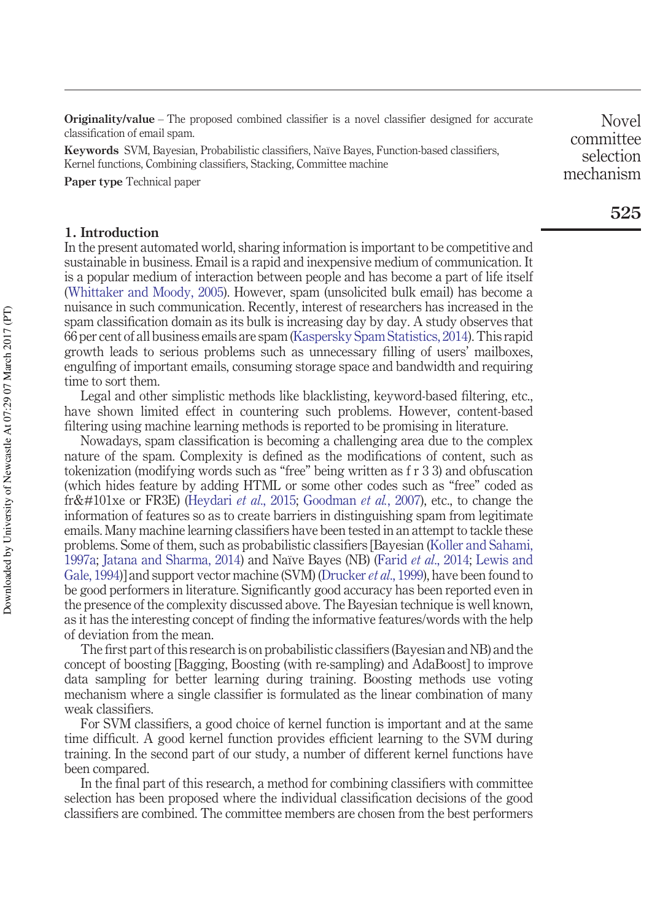**Originality/value** – The proposed combined classifier is a novel classifier designed for accurate classification of email spam.

**Keywords** SVM, Bayesian, Probabilistic classifiers, Naïve Bayes, Function-based classifiers, Kernel functions, Combining classifiers, Stacking, Committee machine

**Paper type** Technical paper

## 1. Introduction

In the present automated world, sharing information is important to be competitive and sustainable in business. Email is a rapid and inexpensive medium of communication. It is a popular medium of interaction between people and has become a part of life itself (Whittaker and Moody, 2005). However, spam (unsolicited bulk email) has become a nuisance in such communication. Recently, interest of researchers has increased in the spam classification domain as its bulk is increasing day by day. A study observes that 66 per cent of all business emails are spam (Kaspersky Spam Statistics, 2014). This rapid growth leads to serious problems such as unnecessary filling of users' mailboxes, engulfing of important emails, consuming storage space and bandwidth and requiring time to sort them.

Legal and other simplistic methods like blacklisting, keyword-based filtering, etc., have shown limited effect in countering such problems. However, content-based filtering using machine learning methods is reported to be promising in literature.

Nowadays, spam classification is becoming a challenging area due to the complex nature of the spam. Complexity is defined as the modifications of content, such as tokenization (modifying words such as "free" being written as f r 3 3) and obfuscation (which hides feature by adding HTML or some other codes such as "free" coded as fr&#101xe or FR3E) (Heydari *et al.*, 2015; Goodman *et al.*, 2007), etc., to change the information of features so as to create barriers in distinguishing spam from legitimate emails. Many machine learning classifiers have been tested in an attempt to tackle these problems. Some of them, such as probabilistic classifiers [Bayesian (Koller and Sahami, 1997a; Jatana and Sharma, 2014) and Naïve Bayes (NB) (Farid *et al.*, 2014; Lewis and Gale, 1994)] and support vector machine (SVM) (Drucker *et al.*, 1999), have been found to be good performers in literature. Significantly good accuracy has been reported even in the presence of the complexity discussed above. The Bayesian technique is well known, as it has the interesting concept of finding the informative features/words with the help of deviation from the mean.

The first part of this research is on probabilistic classifiers (Bayesian and NB) and the concept of boosting [Bagging, Boosting (with re-sampling) and AdaBoost] to improve data sampling for better learning during training. Boosting methods use voting mechanism where a single classifier is formulated as the linear combination of many weak classifiers.

For SVM classifiers, a good choice of kernel function is important and at the same time difficult. A good kernel function provides efficient learning to the SVM during training. In the second part of our study, a number of different kernel functions have been compared.

In the final part of this research, a method for combining classifiers with committee selection has been proposed where the individual classification decisions of the good classifiers are combined. The committee members are chosen from the best performers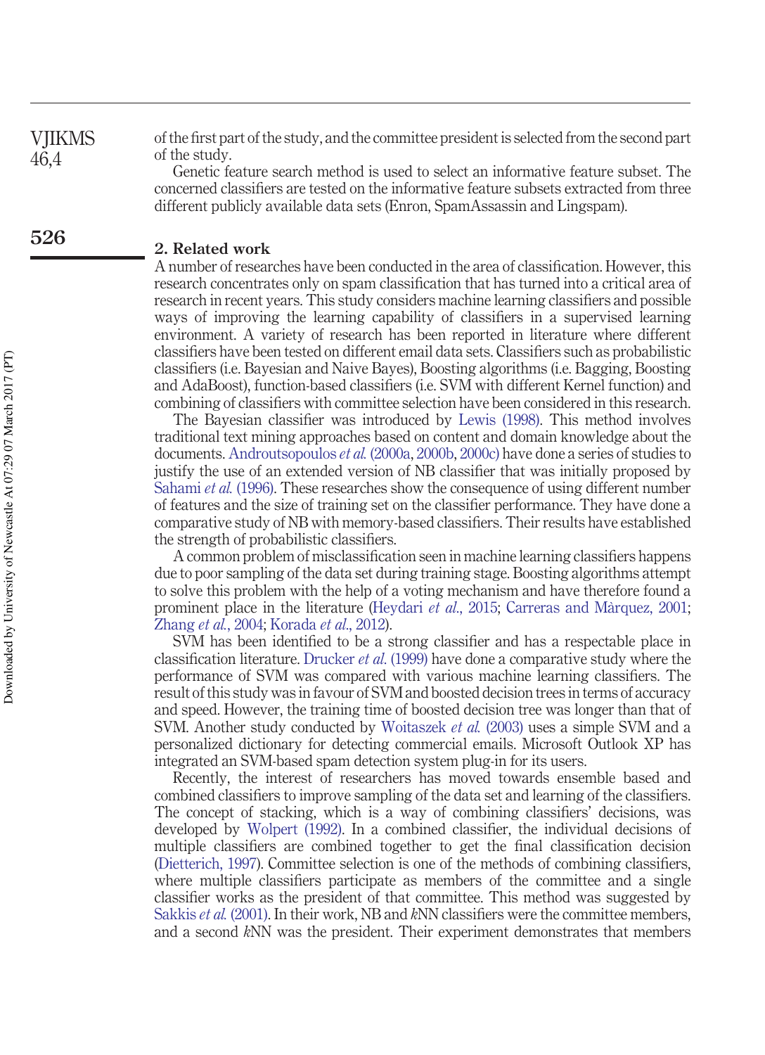of the first part of the study, and the committee president is selected from the second part of the study.

Genetic feature search method is used to select an informative feature subset. The concerned classifiers are tested on the informative feature subsets extracted from three different publicly available data sets (Enron, SpamAssassin and Lingspam).

## 2. Related work

A number of researches have been conducted in the area of classification. However, this research concentrates only on spam classification that has turned into a critical area of research in recent years. This study considers machine learning classifiers and possible ways of improving the learning capability of classifiers in a supervised learning environment. A variety of research has been reported in literature where different classifiers have been tested on different email data sets. Classifiers such as probabilistic classifiers (i.e. Bayesian and Naive Bayes), Boosting algorithms (i.e. Bagging, Boosting and AdaBoost), function-based classifiers (i.e. SVM with different Kernel function) and combining of classifiers with committee selection have been considered in this research.

The Bayesian classifier was introduced by Lewis (1998). This method involves traditional text mining approaches based on content and domain knowledge about the documents. Androutsopoulos *et al.* (2000a, 2000b, 2000c) have done a series of studies to justify the use of an extended version of NB classifier that was initially proposed by Sahami *et al.* (1996). These researches show the consequence of using different number of features and the size of training set on the classifier performance. They have done a comparative study of NB with memory-based classifiers. Their results have established the strength of probabilistic classifiers.

A common problem of misclassification seen in machine learning classifiers happens due to poor sampling of the data set during training stage. Boosting algorithms attempt to solve this problem with the help of a voting mechanism and have therefore found a prominent place in the literature (Heydari *et al.*, 2015; Carreras and Màrquez, 2001; Zhang *et al.*, 2004; Korada *et al.*, 2012).

SVM has been identified to be a strong classifier and has a respectable place in classification literature. Drucker *et al.* (1999) have done a comparative study where the performance of SVM was compared with various machine learning classifiers. The result of this study was in favour of SVM and boosted decision trees in terms of accuracy and speed. However, the training time of boosted decision tree was longer than that of SVM. Another study conducted by Woitaszek *et al.* (2003) uses a simple SVM and a personalized dictionary for detecting commercial emails. Microsoft Outlook XP has integrated an SVM-based spam detection system plug-in for its users.

Recently, the interest of researchers has moved towards ensemble based and combined classifiers to improve sampling of the data set and learning of the classifiers. The concept of stacking, which is a way of combining classifiers' decisions, was developed by Wolpert (1992). In a combined classifier, the individual decisions of multiple classifiers are combined together to get the final classification decision (Dietterich, 1997). Committee selection is one of the methods of combining classifiers, where multiple classifiers participate as members of the committee and a single classifier works as the president of that committee. This method was suggested by Sakkis *et al.* (2001). In their work, NB and *k*NN classifiers were the committee members, and a second *k*NN was the president. Their experiment demonstrates that members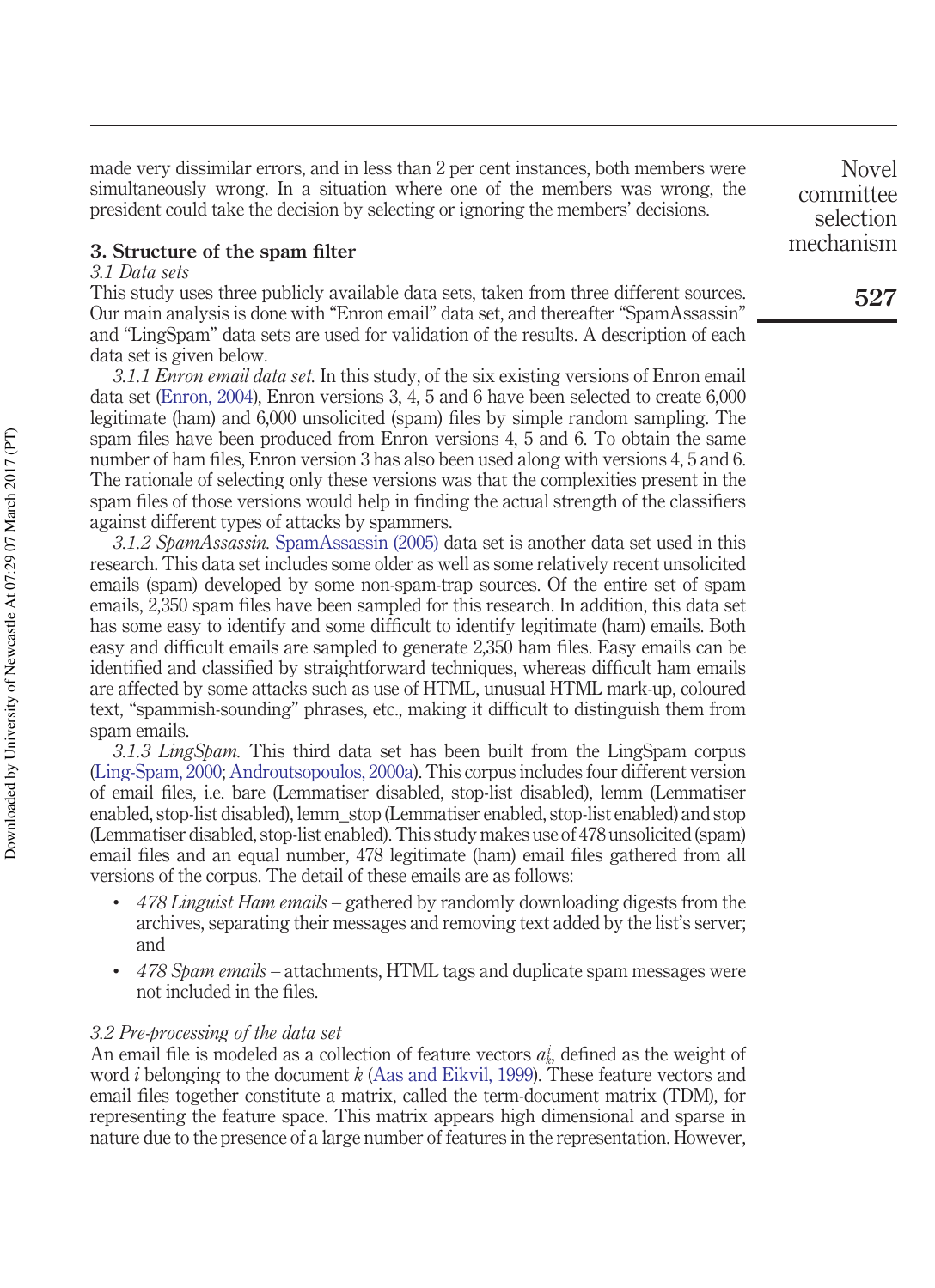made very dissimilar errors, and in less than 2 per cent instances, both members were simultaneously wrong. In a situation where one of the members was wrong, the president could take the decision by selecting or ignoring the members' decisions.

## 3. Structure of the spam filter

### 3.1 Data sets

This study uses three publicly available data sets, taken from three different sources. Our main analysis is done with "Enron email" data set, and thereafter "SpamAssassin" and "LingSpam" data sets are used for validation of the results. A description of each data set is given below.

*3.1.1 Enron email data set.* In this study, of the six existing versions of Enron email data set (Enron, 2004), Enron versions 3, 4, 5 and 6 have been selected to create 6,000 legitimate (ham) and 6,000 unsolicited (spam) files by simple random sampling. The spam files have been produced from Enron versions 4, 5 and 6. To obtain the same number of ham files, Enron version 3 has also been used along with versions 4, 5 and 6. The rationale of selecting only these versions was that the complexities present in the spam files of those versions would help in finding the actual strength of the classifiers against different types of attacks by spammers.

*3.1.2 SpamAssassin.* SpamAssassin (2005) data set is another data set used in this research. This data set includes some older as well as some relatively recent unsolicited emails (spam) developed by some non-spam-trap sources. Of the entire set of spam emails, 2,350 spam files have been sampled for this research. In addition, this data set has some easy to identify and some difficult to identify legitimate (ham) emails. Both easy and difficult emails are sampled to generate 2,350 ham files. Easy emails can be identified and classified by straightforward techniques, whereas difficult ham emails are affected by some attacks such as use of HTML, unusual HTML mark-up, coloured text, "spammish-sounding" phrases, etc., making it difficult to distinguish them from spam emails.

*3.1.3 LingSpam.* This third data set has been built from the LingSpam corpus (Ling-Spam, 2000; Androutsopoulos, 2000a). This corpus includes four different version of email files, i.e. bare (Lemmatiser disabled, stop-list disabled), lemm (Lemmatiser enabled, stop-list disabled), lemm_stop (Lemmatiser enabled, stop-list enabled) and stop (Lemmatiser disabled, stop-list enabled). This study makes use of 478 unsolicited (spam) email files and an equal number, 478 legitimate (ham) email files gathered from all versions of the corpus. The detail of these emails are as follows:

- *478 Linguist Ham emails* – gathered by randomly downloading digests from the archives, separating their messages and removing text added by the list's server; and
- *478 Spam emails* – attachments, HTML tags and duplicate spam messages were not included in the files.

### 3.2 Pre-processing of the data set

An email file is modeled as a collection of feature vectors $a_k^i$, defined as the weight of word $i$ belonging to the document $k$ (Aas and Eikvil, 1999). These feature vectors and email files together constitute a matrix, called the term-document matrix (TDM), for representing the feature space. This matrix appears high dimensional and sparse in nature due to the presence of a large number of features in the representation. However,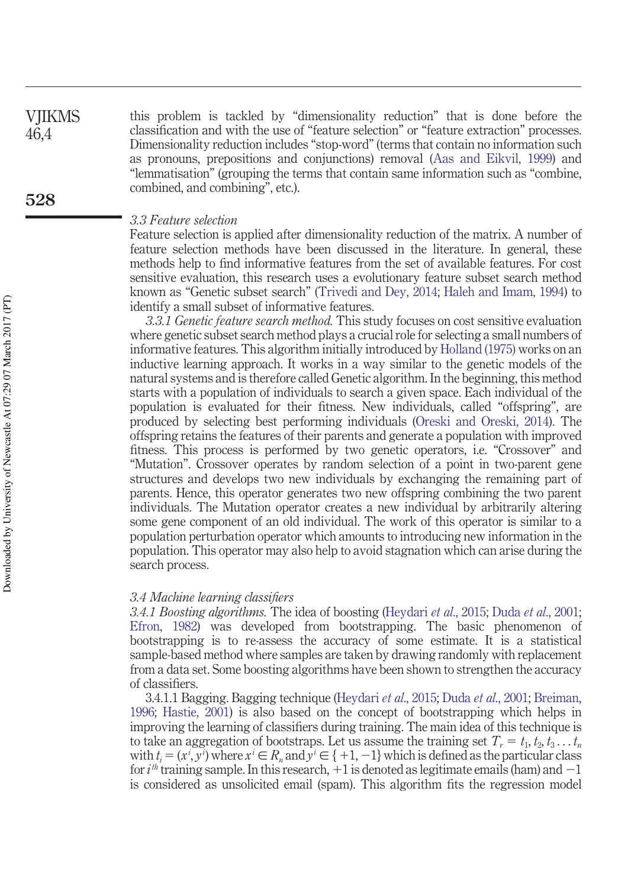this problem is tackled by "dimensionality reduction" that is done before the classification and with the use of "feature selection" or "feature extraction" processes. Dimensionality reduction includes "stop-word" (terms that contain no information such as pronouns, prepositions and conjunctions) removal (Aas and Eikvil, 1999) and "lemmatisation" (grouping the terms that contain same information such as "combine, combined, and combining", etc.).

### *3.3 Feature selection*

Feature selection is applied after dimensionality reduction of the matrix. A number of feature selection methods have been discussed in the literature. In general, these methods help to find informative features from the set of available features. For cost sensitive evaluation, this research uses a evolutionary feature subset search method known as "Genetic subset search" (Trivedi and Dey, 2014; Haleh and Imam, 1994) to identify a small subset of informative features.

*3.3.1 Genetic feature search method.* This study focuses on cost sensitive evaluation where genetic subset search method plays a crucial role for selecting a small numbers of informative features. This algorithm initially introduced by Holland (1975) works on an inductive learning approach. It works in a way similar to the genetic models of the natural systems and is therefore called Genetic algorithm. In the beginning, this method starts with a population of individuals to search a given space. Each individual of the population is evaluated for their fitness. New individuals, called "offspring", are produced by selecting best performing individuals (Oreski and Oreski, 2014). The offspring retains the features of their parents and generate a population with improved fitness. This process is performed by two genetic operators, i.e. "Crossover" and "Mutation". Crossover operates by random selection of a point in two-parent gene structures and develops two new individuals by exchanging the remaining part of parents. Hence, this operator generates two new offspring combining the two parent individuals. The Mutation operator creates a new individual by arbitrarily altering some gene component of an old individual. The work of this operator is similar to a population perturbation operator which amounts to introducing new information in the population. This operator may also help to avoid stagnation which can arise during the search process.

### *3.4 Machine learning classifiers*

*3.4.1 Boosting algorithms.* The idea of boosting (Heydari *et al.*, 2015; Duda *et al.*, 2001; Efron, 1982) was developed from bootstrapping. The basic phenomenon of bootstrapping is to re-assess the accuracy of some estimate. It is a statistical sample-based method where samples are taken by drawing randomly with replacement from a data set. Some boosting algorithms have been shown to strengthen the accuracy of classifiers.

3.4.1.1 Bagging. Bagging technique (Heydari *et al.*, 2015; Duda *et al.*, 2001; Breiman, 1996; Hastie, 2001) is also based on the concept of bootstrapping which helps in improving the learning of classifiers during training. The main idea of this technique is to take an aggregation of bootstraps. Let us assume the training set $T_r = t_1, t_2, t_3 \ldots t_n$ with $t_i = (x^i, y^i)$ where $x^i \in R_n$ and $y^i \in \{+1, -1\}$ which is defined as the particular class for $i^{th}$ training sample. In this research, $+1$ is denoted as legitimate emails (ham) and $-1$ is considered as unsolicited email (spam). This algorithm fits the regression model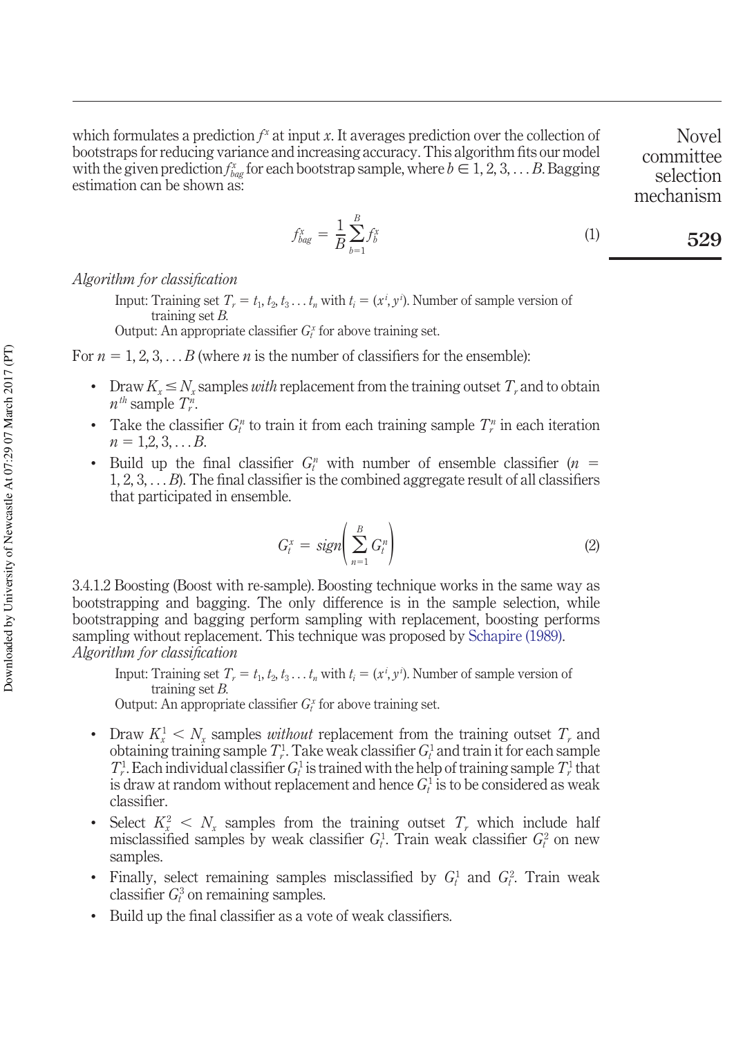which formulates a prediction $f^x$ at input $x$. It averages prediction over the collection of bootstraps for reducing variance and increasing accuracy. This algorithm fits our model with the given prediction $f^x_{bag}$ for each bootstrap sample, where $b \in 1, 2, 3, \ldots B$. Bagging estimation can be shown as:

$$f^x_{bag} = \frac{1}{B}\sum_{b=1}^{B} f^x_b \tag{1}$$

*Algorithm for classification*

Input: Training set $T_r = t_1, t_2, t_3 \ldots t_n$ with $t_i = (x^i, y^i)$. Number of sample version of training set $B$.

Output: An appropriate classifier $G^x_t$ for above training set.

For $n = 1, 2, 3, \ldots B$ (where $n$ is the number of classifiers for the ensemble):

- Draw $K_x \leq N_x$ samples *with* replacement from the training outset $T_r$ and to obtain $n^{th}$ sample $T^n_r$.
- Take the classifier $G^n_t$ to train it from each training sample $T^n_r$ in each iteration $n = 1,2, 3, \ldots B$.
- Build up the final classifier $G^n_t$ with number of ensemble classifier ($n = 1, 2, 3, \ldots B$). The final classifier is the combined aggregate result of all classifiers that participated in ensemble.

$$G^x_t = sign\left(\sum_{n=1}^{B} G^n_t\right) \tag{2}$$

3.4.1.2 Boosting (Boost with re-sample). Boosting technique works in the same way as bootstrapping and bagging. The only difference is in the sample selection, while bootstrapping and bagging perform sampling with replacement, boosting performs sampling without replacement. This technique was proposed by Schapire (1989).

*Algorithm for classification*

Input: Training set $T_r = t_1, t_2, t_3 \ldots t_n$ with $t_i = (x^i, y^i)$. Number of sample version of training set $B$.

Output: An appropriate classifier $G^x_t$ for above training set.

- Draw $K^1_x < N_x$ samples *without* replacement from the training outset $T_r$ and obtaining training sample $T^1_r$. Take weak classifier $G^1_t$ and train it for each sample $T^1_r$. Each individual classifier $G^1_t$ is trained with the help of training sample $T^1_r$ that is draw at random without replacement and hence $G^1_t$ is to be considered as weak classifier.
- Select $K^2_x < N_x$ samples from the training outset $T_r$ which include half misclassified samples by weak classifier $G^1_t$. Train weak classifier $G^2_t$ on new samples.
- Finally, select remaining samples misclassified by $G^1_t$ and $G^2_t$. Train weak classifier $G^3_t$ on remaining samples.
- Build up the final classifier as a vote of weak classifiers.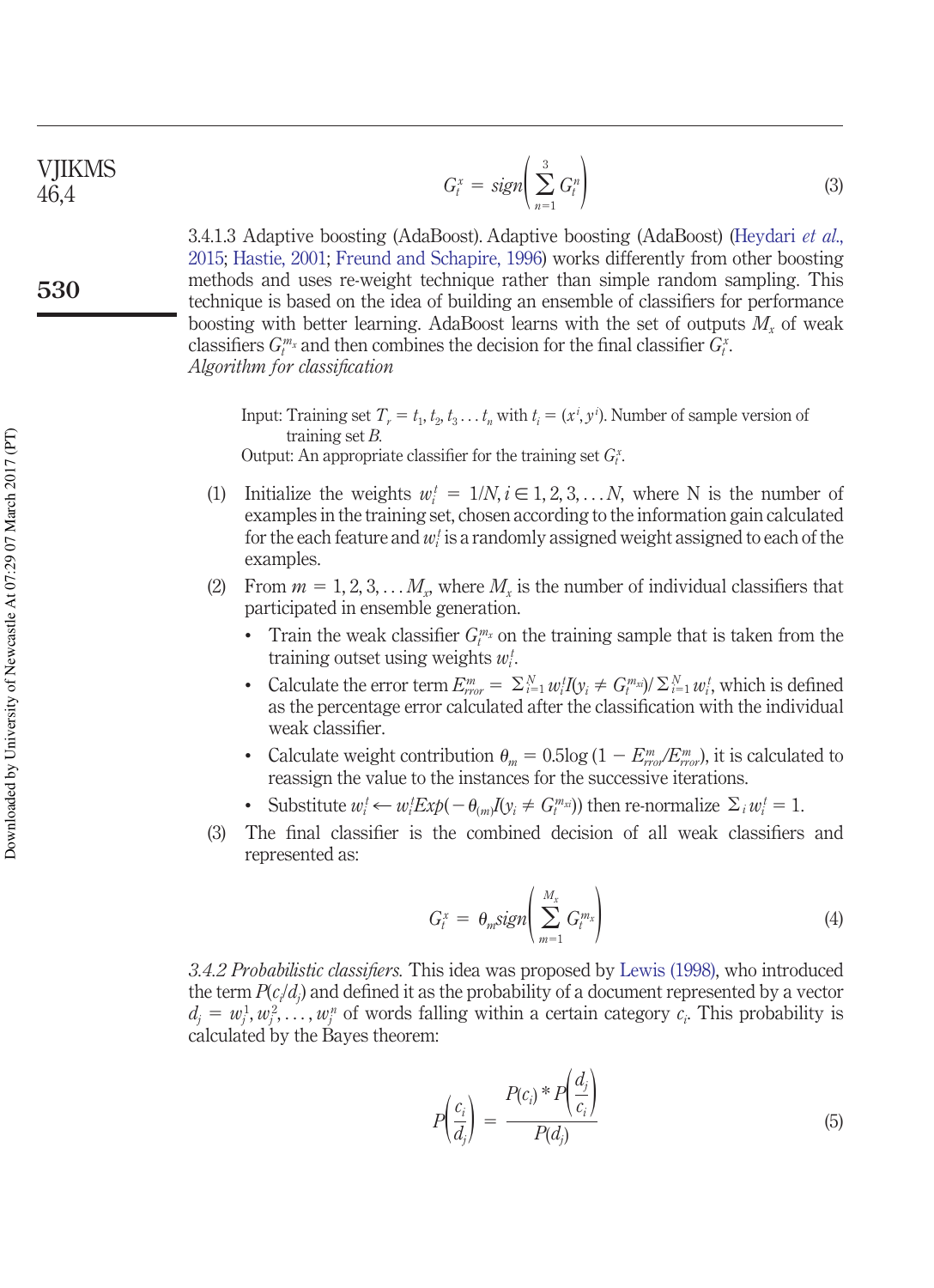$$G_t^x = sign\left(\sum_{n=1}^{3} G_t^n\right) \tag{3}$$

3.4.1.3 Adaptive boosting (AdaBoost). Adaptive boosting (AdaBoost) (Heydari *et al.*, 2015; Hastie, 2001; Freund and Schapire, 1996) works differently from other boosting methods and uses re-weight technique rather than simple random sampling. This technique is based on the idea of building an ensemble of classifiers for performance boosting with better learning. AdaBoost learns with the set of outputs $M_x$ of weak classifiers $G_t^{m_x}$ and then combines the decision for the final classifier $G_t^x$.

*Algorithm for classification*

Input: Training set $T_r = t_1, t_2, t_3 \ldots t_n$ with $t_i = (x^i, y^i)$. Number of sample version of training set *B*.

Output: An appropriate classifier for the training set $G_t^x$.

1. Initialize the weights $w_i^t = 1/N, i \in 1, 2, 3, \ldots N$, where N is the number of examples in the training set, chosen according to the information gain calculated for the each feature and $w_i^t$ is a randomly assigned weight assigned to each of the examples.
2. From $m = 1, 2, 3, \ldots M_x$, where $M_x$ is the number of individual classifiers that participated in ensemble generation.
   - Train the weak classifier $G_t^{m_x}$ on the training sample that is taken from the training outset using weights $w_i^t$.
   - Calculate the error term $E_{rror}^m = \Sigma_{i=1}^N w_i^t I(y_i \neq G_t^{m_{xi}}) / \Sigma_{i=1}^N w_i^t$, which is defined as the percentage error calculated after the classification with the individual weak classifier.
   - Calculate weight contribution $\theta_m = 0.5\log(1 - E_{rror}^m / E_{rror}^m)$, it is calculated to reassign the value to the instances for the successive iterations.
   - Substitute $w_i^t \leftarrow w_i^t Exp(-\theta_{(m)} I(y_i \neq G_t^{m_{xi}}))$ then re-normalize $\Sigma_i w_i^t = 1$.
3. The final classifier is the combined decision of all weak classifiers and represented as:

$$G_t^x = \theta_m sign\left(\sum_{m=1}^{M_x} G_t^{m_x}\right) \tag{4}$$

*3.4.2 Probabilistic classifiers.* This idea was proposed by Lewis (1998), who introduced the term $P(c_i/d_j)$ and defined it as the probability of a document represented by a vector $d_j = w_j^1, w_j^2, \ldots, w_j^n$ of words falling within a certain category $c_i$. This probability is calculated by the Bayes theorem:

$$P\left(\frac{c_i}{d_j}\right) = \frac{P(c_i) * P\left(\frac{d_j}{c_i}\right)}{P(d_j)} \tag{5}$$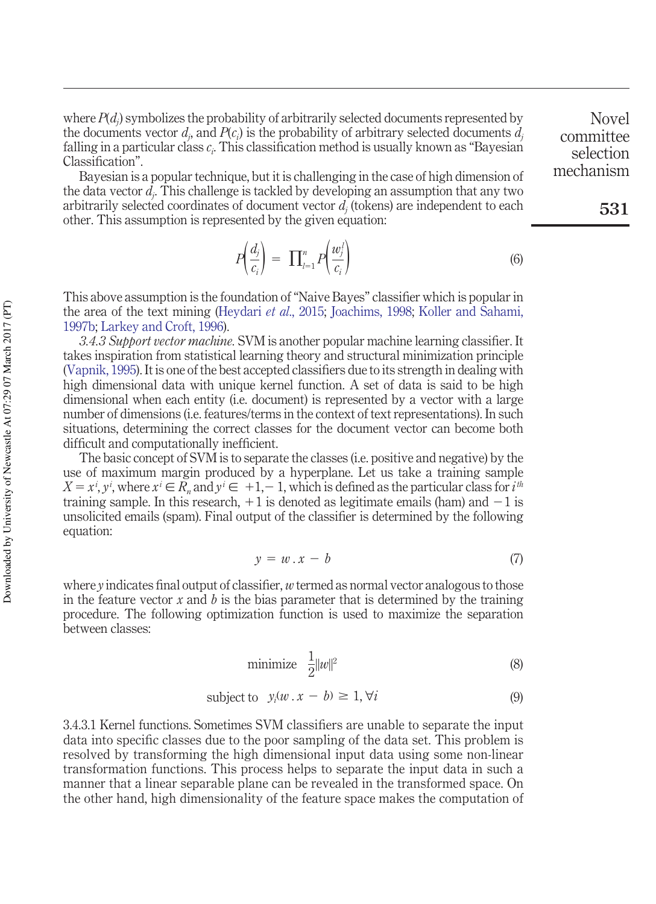where $P(d_j)$ symbolizes the probability of arbitrarily selected documents represented by the documents vector $d_j$, and $P(c_i)$ is the probability of arbitrary selected documents $d_j$ falling in a particular class $c_i$. This classification method is usually known as "Bayesian Classification".

Bayesian is a popular technique, but it is challenging in the case of high dimension of the data vector $d_j$. This challenge is tackled by developing an assumption that any two arbitrarily selected coordinates of document vector $d_j$ (tokens) are independent to each other. This assumption is represented by the given equation:

$$P\left(\frac{d_j}{c_i}\right) = \prod_{l=1}^{n} P\left(\frac{w_j^l}{c_i}\right) \tag{6}$$

This above assumption is the foundation of "Naive Bayes" classifier which is popular in the area of the text mining (Heydari *et al.*, 2015; Joachims, 1998; Koller and Sahami, 1997b; Larkey and Croft, 1996).

*3.4.3 Support vector machine.* SVM is another popular machine learning classifier. It takes inspiration from statistical learning theory and structural minimization principle (Vapnik, 1995). It is one of the best accepted classifiers due to its strength in dealing with high dimensional data with unique kernel function. A set of data is said to be high dimensional when each entity (i.e. document) is represented by a vector with a large number of dimensions (i.e. features/terms in the context of text representations). In such situations, determining the correct classes for the document vector can become both difficult and computationally inefficient.

The basic concept of SVM is to separate the classes (i.e. positive and negative) by the use of maximum margin produced by a hyperplane. Let us take a training sample $X = x^i, y^i$, where $x^i \in R_n$ and $y^i \in +1, -1$, which is defined as the particular class for $i^{th}$ training sample. In this research, $+1$ is denoted as legitimate emails (ham) and $-1$ is unsolicited emails (spam). Final output of the classifier is determined by the following equation:

$$y = w \, . \, x - b \tag{7}$$

where $y$ indicates final output of classifier, $w$ termed as normal vector analogous to those in the feature vector $x$ and $b$ is the bias parameter that is determined by the training procedure. The following optimization function is used to maximize the separation between classes:

$$\text{minimize} \quad \frac{1}{2}\|w\|^2 \tag{8}$$

$$\text{subject to} \quad y_i(w \, . \, x - b) \geq 1, \forall i \tag{9}$$

3.4.3.1 Kernel functions. Sometimes SVM classifiers are unable to separate the input data into specific classes due to the poor sampling of the data set. This problem is resolved by transforming the high dimensional input data using some non-linear transformation functions. This process helps to separate the input data in such a manner that a linear separable plane can be revealed in the transformed space. On the other hand, high dimensionality of the feature space makes the computation of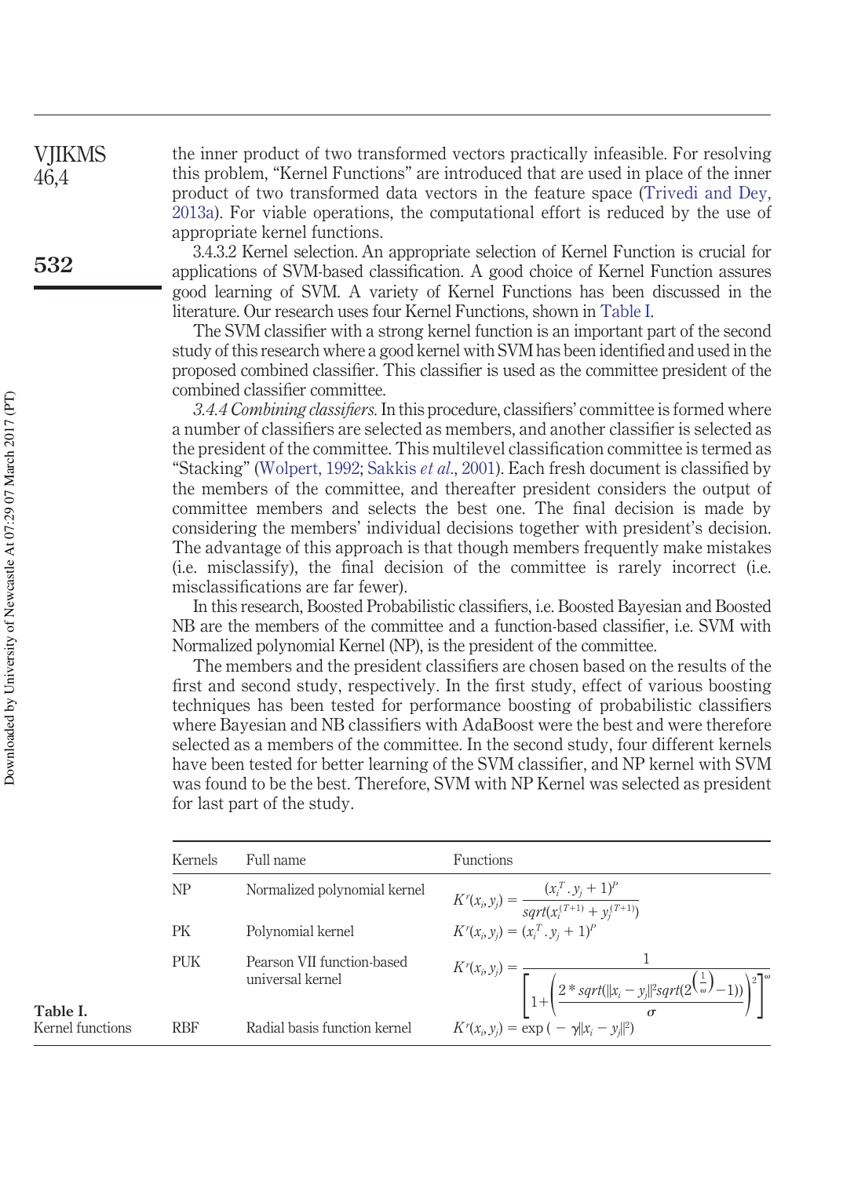the inner product of two transformed vectors practically infeasible. For resolving this problem, "Kernel Functions" are introduced that are used in place of the inner product of two transformed data vectors in the feature space (Trivedi and Dey, 2013a). For viable operations, the computational effort is reduced by the use of appropriate kernel functions.

3.4.3.2 Kernel selection. An appropriate selection of Kernel Function is crucial for applications of SVM-based classification. A good choice of Kernel Function assures good learning of SVM. A variety of Kernel Functions has been discussed in the literature. Our research uses four Kernel Functions, shown in Table I.

The SVM classifier with a strong kernel function is an important part of the second study of this research where a good kernel with SVM has been identified and used in the proposed combined classifier. This classifier is used as the committee president of the combined classifier committee.

*3.4.4 Combining classifiers.* In this procedure, classifiers' committee is formed where a number of classifiers are selected as members, and another classifier is selected as the president of the committee. This multilevel classification committee is termed as "Stacking" (Wolpert, 1992; Sakkis *et al.*, 2001). Each fresh document is classified by the members of the committee, and thereafter president considers the output of committee members and selects the best one. The final decision is made by considering the members' individual decisions together with president's decision. The advantage of this approach is that though members frequently make mistakes (i.e. misclassify), the final decision of the committee is rarely incorrect (i.e. misclassifications are far fewer).

In this research, Boosted Probabilistic classifiers, i.e. Boosted Bayesian and Boosted NB are the members of the committee and a function-based classifier, i.e. SVM with Normalized polynomial Kernel (NP), is the president of the committee.

The members and the president classifiers are chosen based on the results of the first and second study, respectively. In the first study, effect of various boosting techniques has been tested for performance boosting of probabilistic classifiers where Bayesian and NB classifiers with AdaBoost were the best and were therefore selected as a members of the committee. In the second study, four different kernels have been tested for better learning of the SVM classifier, and NP kernel with SVM was found to be the best. Therefore, SVM with NP Kernel was selected as president for last part of the study.

**Table I.** Kernel functions

| Kernels | Full name | Functions |
|---|---|---|
| NP | Normalized polynomial kernel | $K^r(x_i, y_j) = \dfrac{(x_i^T . y_j + 1)^P}{sqrt(x_i^{(T+1)} + y_j^{(T+1)})}$ |
| PK | Polynomial kernel | $K^r(x_i, y_j) = (x_i^T . y_j + 1)^P$ |
| PUK | Pearson VII function-based universal kernel | $K^r(x_i, y_j) = \dfrac{1}{\left[1+\left(\dfrac{2 * sqrt(\lVert x_i - y_j \rVert^2 sqrt(2^{\left(\frac{1}{\omega}\right)} - 1))}{\sigma}\right)^2\right]^\omega}$ |
| RBF | Radial basis function kernel | $K^r(x_i, y_j) = \exp(-\gamma \lVert x_i - y_j \rVert^2)$ |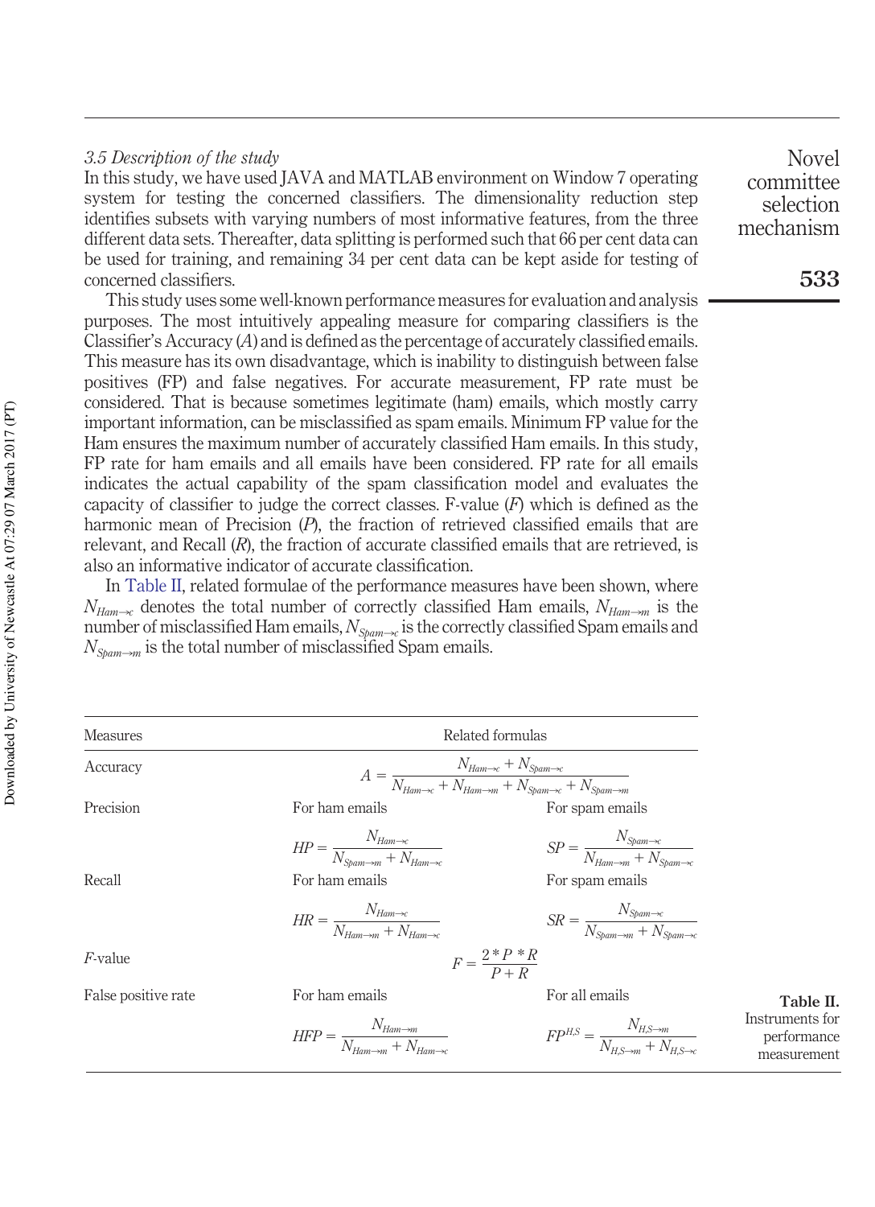### 3.5 Description of the study

In this study, we have used JAVA and MATLAB environment on Window 7 operating system for testing the concerned classifiers. The dimensionality reduction step identifies subsets with varying numbers of most informative features, from the three different data sets. Thereafter, data splitting is performed such that 66 per cent data can be used for training, and remaining 34 per cent data can be kept aside for testing of concerned classifiers.

This study uses some well-known performance measures for evaluation and analysis purposes. The most intuitively appealing measure for comparing classifiers is the Classifier's Accuracy (*A*) and is defined as the percentage of accurately classified emails. This measure has its own disadvantage, which is inability to distinguish between false positives (FP) and false negatives. For accurate measurement, FP rate must be considered. That is because sometimes legitimate (ham) emails, which mostly carry important information, can be misclassified as spam emails. Minimum FP value for the Ham ensures the maximum number of accurately classified Ham emails. In this study, FP rate for ham emails and all emails have been considered. FP rate for all emails indicates the actual capability of the spam classification model and evaluates the capacity of classifier to judge the correct classes. F-value (*F*) which is defined as the harmonic mean of Precision (*P*), the fraction of retrieved classified emails that are relevant, and Recall (*R*), the fraction of accurate classified emails that are retrieved, is also an informative indicator of accurate classification.

In Table II, related formulae of the performance measures have been shown, where $N_{Ham \to c}$ denotes the total number of correctly classified Ham emails, $N_{Ham \to m}$ is the number of misclassified Ham emails, $N_{Spam \to c}$ is the correctly classified Spam emails and $N_{Spam \to m}$ is the total number of misclassified Spam emails.

**Table II.** Instruments for performance measurement

| Measures | Related formulas | |
|---|---|---|
| Accuracy | $A = \frac{N_{Ham \to c} + N_{Spam \to c}}{N_{Ham \to c} + N_{Ham \to m} + N_{Spam \to c} + N_{Spam \to m}}$ | |
| Precision | For ham emails | For spam emails |
| | $HP = \frac{N_{Ham \to c}}{N_{Spam \to m} + N_{Ham \to c}}$ | $SP = \frac{N_{Spam \to c}}{N_{Ham \to m} + N_{Spam \to c}}$ |
| Recall | For ham emails | For spam emails |
| | $HR = \frac{N_{Ham \to c}}{N_{Ham \to m} + N_{Ham \to c}}$ | $SR = \frac{N_{Spam \to c}}{N_{Spam \to m} + N_{Spam \to c}}$ |
| *F*-value | $F = \frac{2 * P * R}{P + R}$ | |
| False positive rate | For ham emails | For all emails |
| | $HFP = \frac{N_{Ham \to m}}{N_{Ham \to m} + N_{Ham \to c}}$ | $FP^{H,S} = \frac{N_{H,S \to m}}{N_{H,S \to m} + N_{H,S \to c}}$ |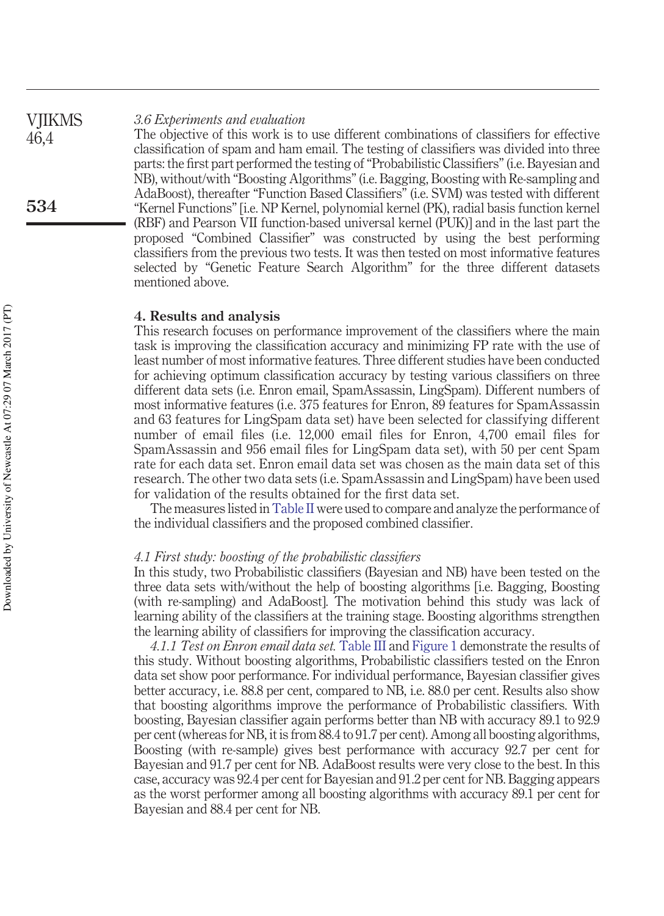*3.6 Experiments and evaluation*

The objective of this work is to use different combinations of classifiers for effective classification of spam and ham email. The testing of classifiers was divided into three parts: the first part performed the testing of "Probabilistic Classifiers" (i.e. Bayesian and NB), without/with "Boosting Algorithms" (i.e. Bagging, Boosting with Re-sampling and AdaBoost), thereafter "Function Based Classifiers" (i.e. SVM) was tested with different "Kernel Functions" [i.e. NP Kernel, polynomial kernel (PK), radial basis function kernel (RBF) and Pearson VII function-based universal kernel (PUK)] and in the last part the proposed "Combined Classifier" was constructed by using the best performing classifiers from the previous two tests. It was then tested on most informative features selected by "Genetic Feature Search Algorithm" for the three different datasets mentioned above.

## 4. Results and analysis

This research focuses on performance improvement of the classifiers where the main task is improving the classification accuracy and minimizing FP rate with the use of least number of most informative features. Three different studies have been conducted for achieving optimum classification accuracy by testing various classifiers on three different data sets (i.e. Enron email, SpamAssassin, LingSpam). Different numbers of most informative features (i.e. 375 features for Enron, 89 features for SpamAssassin and 63 features for LingSpam data set) have been selected for classifying different number of email files (i.e. 12,000 email files for Enron, 4,700 email files for SpamAssassin and 956 email files for LingSpam data set), with 50 per cent Spam rate for each data set. Enron email data set was chosen as the main data set of this research. The other two data sets (i.e. SpamAssassin and LingSpam) have been used for validation of the results obtained for the first data set.

The measures listed in Table II were used to compare and analyze the performance of the individual classifiers and the proposed combined classifier.

*4.1 First study: boosting of the probabilistic classifiers*

In this study, two Probabilistic classifiers (Bayesian and NB) have been tested on the three data sets with/without the help of boosting algorithms [i.e. Bagging, Boosting (with re-sampling) and AdaBoost]. The motivation behind this study was lack of learning ability of the classifiers at the training stage. Boosting algorithms strengthen the learning ability of classifiers for improving the classification accuracy.

*4.1.1 Test on Enron email data set.* Table III and Figure 1 demonstrate the results of this study. Without boosting algorithms, Probabilistic classifiers tested on the Enron data set show poor performance. For individual performance, Bayesian classifier gives better accuracy, i.e. 88.8 per cent, compared to NB, i.e. 88.0 per cent. Results also show that boosting algorithms improve the performance of Probabilistic classifiers. With boosting, Bayesian classifier again performs better than NB with accuracy 89.1 to 92.9 per cent (whereas for NB, it is from 88.4 to 91.7 per cent). Among all boosting algorithms, Boosting (with re-sample) gives best performance with accuracy 92.7 per cent for Bayesian and 91.7 per cent for NB. AdaBoost results were very close to the best. In this case, accuracy was 92.4 per cent for Bayesian and 91.2 per cent for NB. Bagging appears as the worst performer among all boosting algorithms with accuracy 89.1 per cent for Bayesian and 88.4 per cent for NB.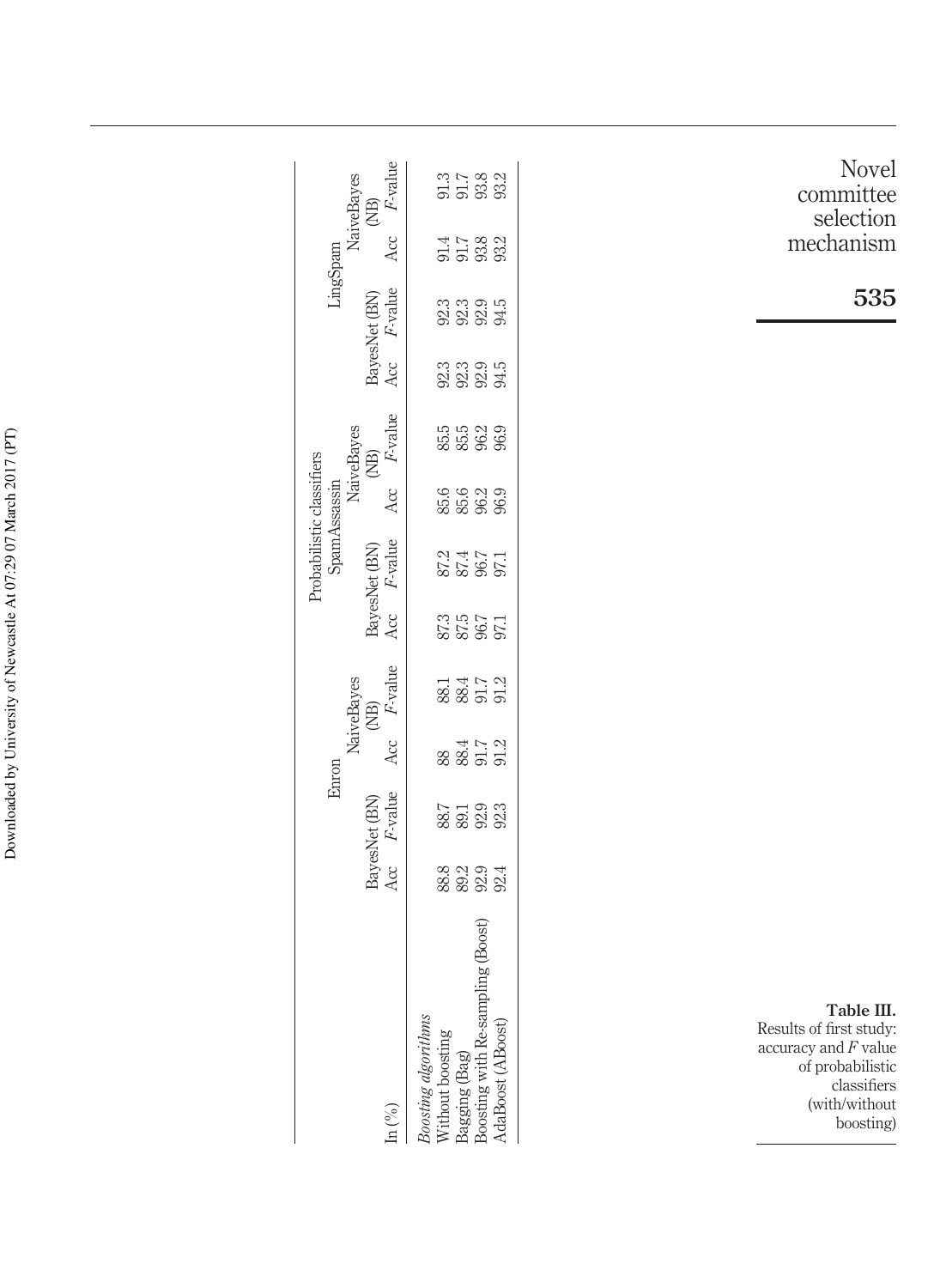**Table III.** Results of first study: accuracy and $F$ value of probabilistic classifiers (with/without boosting)

| In (%) | Probabilistic classifiers | | | | | | | | | | | |
|---|---|---|---|---|---|---|---|---|---|---|---|---|
| | Enron | | | | SpamAssassin | | | | LingSpam | | | |
| | BayesNet (BN) | | NaiveBayes (NB) | | BayesNet (BN) | | NaiveBayes (NB) | | BayesNet (BN) | | NaiveBayes (NB) | |
| | Acc | $F$-value | Acc | $F$-value | Acc | $F$-value | Acc | $F$-value | Acc | $F$-value | Acc | $F$-value |
| *Boosting algorithms* | | | | | | | | | | | | |
| Without boosting | 88.8 | 88.7 | 88 | 88.1 | 87.3 | 87.2 | 85.6 | 85.5 | 92.3 | 92.3 | 91.4 | 91.3 |
| Bagging (Bag) | 89.2 | 89.1 | 88.4 | 88.4 | 87.5 | 87.4 | 85.6 | 85.5 | 92.3 | 92.3 | 91.7 | 91.7 |
| Boosting with Re-sampling (Boost) | 92.9 | 92.9 | 91.7 | 91.7 | 96.7 | 96.7 | 96.2 | 96.2 | 92.9 | 92.9 | 93.8 | 93.8 |
| AdaBoost (ABoost) | 92.4 | 92.3 | 91.2 | 91.2 | 97.1 | 97.1 | 96.9 | 96.9 | 94.5 | 94.5 | 93.2 | 93.2 |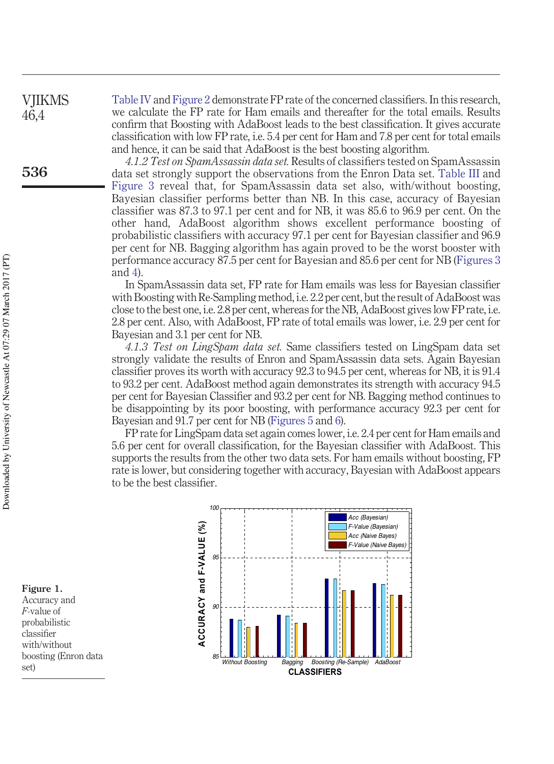Table IV and Figure 2 demonstrate FP rate of the concerned classifiers. In this research, we calculate the FP rate for Ham emails and thereafter for the total emails. Results confirm that Boosting with AdaBoost leads to the best classification. It gives accurate classification with low FP rate, i.e. 5.4 per cent for Ham and 7.8 per cent for total emails and hence, it can be said that AdaBoost is the best boosting algorithm.

*4.1.2 Test on SpamAssassin data set.* Results of classifiers tested on SpamAssassin data set strongly support the observations from the Enron Data set. Table III and Figure 3 reveal that, for SpamAssassin data set also, with/without boosting, Bayesian classifier performs better than NB. In this case, accuracy of Bayesian classifier was 87.3 to 97.1 per cent and for NB, it was 85.6 to 96.9 per cent. On the other hand, AdaBoost algorithm shows excellent performance boosting of probabilistic classifiers with accuracy 97.1 per cent for Bayesian classifier and 96.9 per cent for NB. Bagging algorithm has again proved to be the worst booster with performance accuracy 87.5 per cent for Bayesian and 85.6 per cent for NB (Figures 3 and 4).

In SpamAssassin data set, FP rate for Ham emails was less for Bayesian classifier with Boosting with Re-Sampling method, i.e. 2.2 per cent, but the result of AdaBoost was close to the best one, i.e. 2.8 per cent, whereas for the NB, AdaBoost gives low FP rate, i.e. 2.8 per cent. Also, with AdaBoost, FP rate of total emails was lower, i.e. 2.9 per cent for Bayesian and 3.1 per cent for NB.

*4.1.3 Test on LingSpam data set.* Same classifiers tested on LingSpam data set strongly validate the results of Enron and SpamAssassin data sets. Again Bayesian classifier proves its worth with accuracy 92.3 to 94.5 per cent, whereas for NB, it is 91.4 to 93.2 per cent. AdaBoost method again demonstrates its strength with accuracy 94.5 per cent for Bayesian Classifier and 93.2 per cent for NB. Bagging method continues to be disappointing by its poor boosting, with performance accuracy 92.3 per cent for Bayesian and 91.7 per cent for NB (Figures 5 and 6).

FP rate for LingSpam data set again comes lower, i.e. 2.4 per cent for Ham emails and 5.6 per cent for overall classification, for the Bayesian classifier with AdaBoost. This supports the results from the other two data sets. For ham emails without boosting, FP rate is lower, but considering together with accuracy, Bayesian with AdaBoost appears to be the best classifier.

**Figure 1.** Accuracy and *F*-value of probabilistic classifier with/without boosting (Enron data set)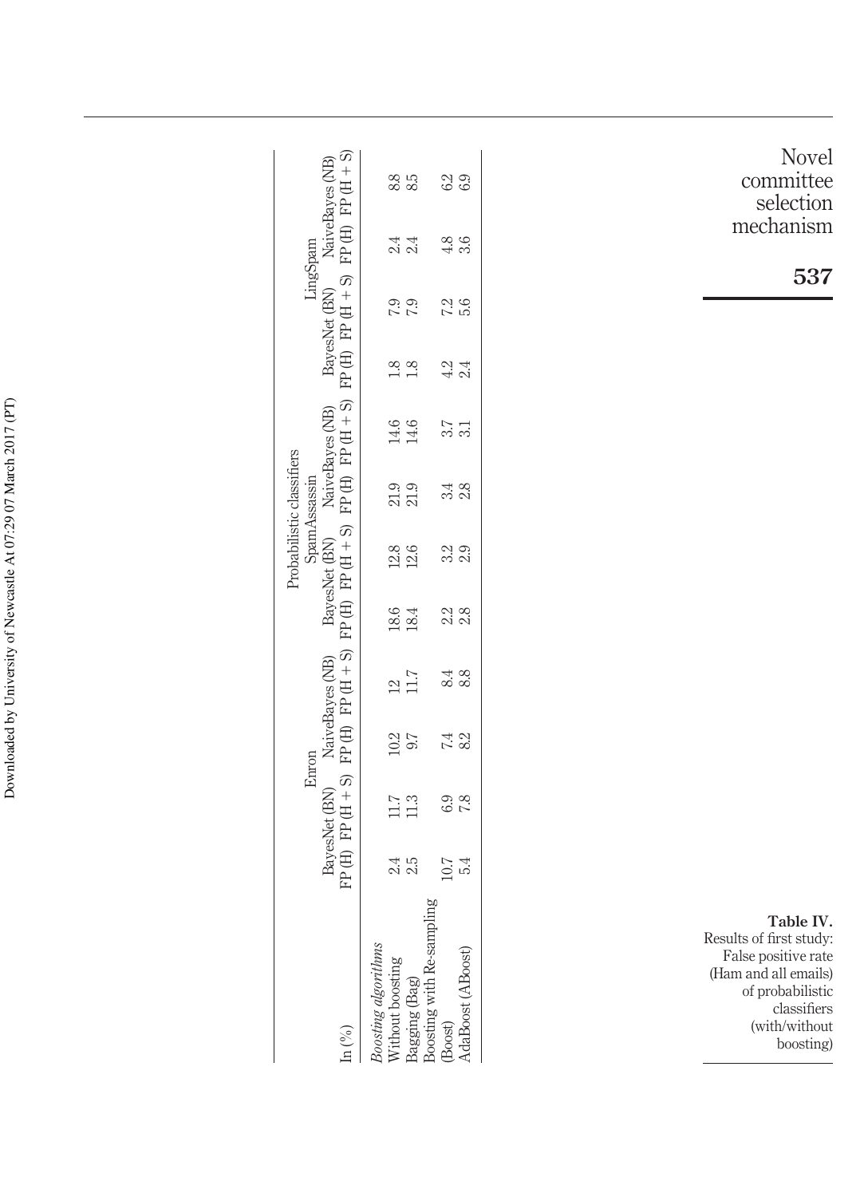| In (%) | Probabilistic classifiers | | | | | | | | | | | |
|---|---|---|---|---|---|---|---|---|---|---|---|---|
| | Enron | | | | SpamAssassin | | | | LingSpam | | | |
| | BayesNet (BN) | | NaiveBayes (NB) | | BayesNet (BN) | | NaiveBayes (NB) | | BayesNet (BN) | | NaiveBayes (NB) | |
| | FP (H) | FP (H + S) | FP (H) | FP (H + S) | FP (H) | FP (H + S) | FP (H) | FP (H + S) | FP (H) | FP (H + S) | FP (H) | FP (H + S) |
| *Boosting algorithms* | | | | | | | | | | | | |
| Without boosting | 2.4 | 11.7 | 10.2 | 12 | 18.6 | 12.8 | 21.9 | 14.6 | 1.8 | 7.9 | 2.4 | 8.8 |
| Bagging (Bag) | 2.5 | 11.3 | 9.7 | 11.7 | 18.4 | 12.6 | 21.9 | 14.6 | 1.8 | 7.9 | 2.4 | 8.5 |
| Boosting with Re-sampling (Boost) | 10.7 | 6.9 | 7.4 | 8.4 | 2.2 | 3.2 | 3.4 | 3.7 | 4.2 | 7.2 | 4.8 | 6.2 |
| AdaBoost (ABoost) | 5.4 | 7.8 | 8.2 | 8.8 | 2.8 | 2.9 | 2.8 | 3.1 | 2.4 | 5.6 | 3.6 | 6.9 |

**Table IV.** Results of first study: False positive rate (Ham and all emails) of probabilistic classifiers (with/without boosting)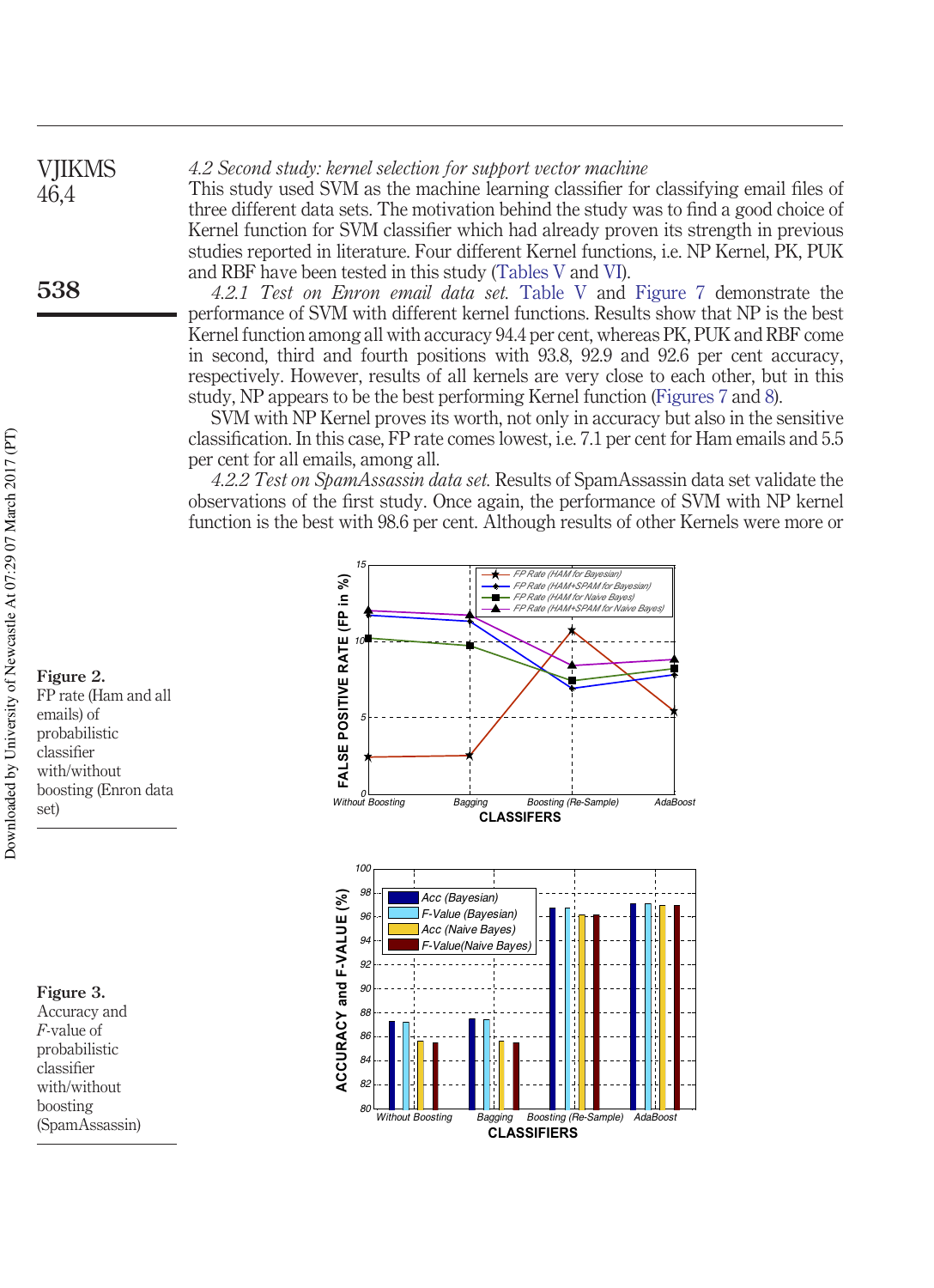### 4.2 Second study: kernel selection for support vector machine

This study used SVM as the machine learning classifier for classifying email files of three different data sets. The motivation behind the study was to find a good choice of Kernel function for SVM classifier which had already proven its strength in previous studies reported in literature. Four different Kernel functions, i.e. NP Kernel, PK, PUK and RBF have been tested in this study (Tables V and VI).

*4.2.1 Test on Enron email data set.* Table V and Figure 7 demonstrate the performance of SVM with different kernel functions. Results show that NP is the best Kernel function among all with accuracy 94.4 per cent, whereas PK, PUK and RBF come in second, third and fourth positions with 93.8, 92.9 and 92.6 per cent accuracy, respectively. However, results of all kernels are very close to each other, but in this study, NP appears to be the best performing Kernel function (Figures 7 and 8).

SVM with NP Kernel proves its worth, not only in accuracy but also in the sensitive classification. In this case, FP rate comes lowest, i.e. 7.1 per cent for Ham emails and 5.5 per cent for all emails, among all.

*4.2.2 Test on SpamAssassin data set.* Results of SpamAssassin data set validate the observations of the first study. Once again, the performance of SVM with NP kernel function is the best with 98.6 per cent. Although results of other Kernels were more or

**Figure 2.** FP rate (Ham and all emails) of probabilistic classifier with/without boosting (Enron data set)

**Figure 3.** Accuracy and *F*-value of probabilistic classifier with/without boosting (SpamAssassin)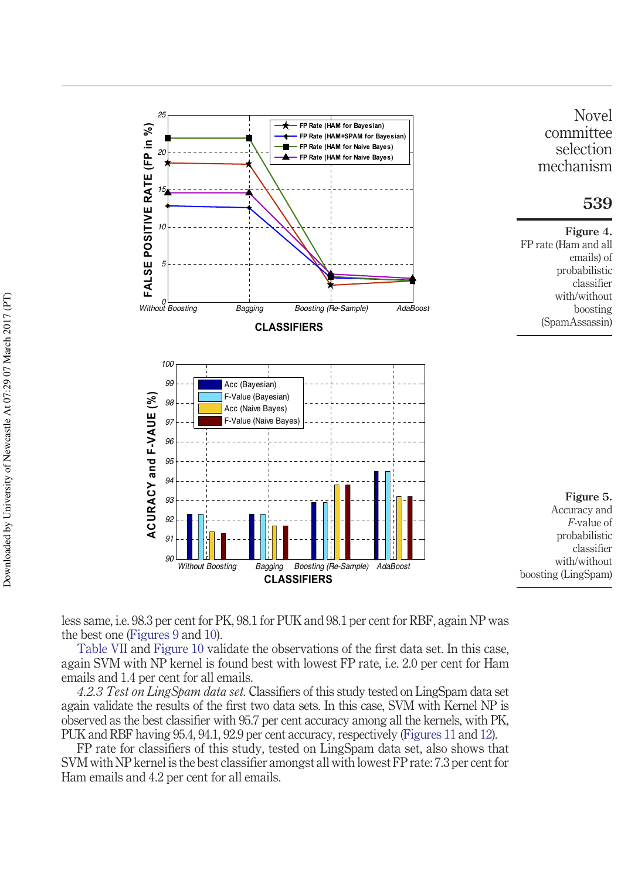**Figure 4.**
FP rate (Ham and all emails) of probabilistic classifier with/without boosting (SpamAssassin)

**Figure 5.**
Accuracy and *F*-value of probabilistic classifier with/without boosting (LingSpam)

less same, i.e. 98.3 per cent for PK, 98.1 for PUK and 98.1 per cent for RBF, again NP was the best one (Figures 9 and 10).

Table VII and Figure 10 validate the observations of the first data set. In this case, again SVM with NP kernel is found best with lowest FP rate, i.e. 2.0 per cent for Ham emails and 1.4 per cent for all emails.

*4.2.3 Test on LingSpam data set.* Classifiers of this study tested on LingSpam data set again validate the results of the first two data sets. In this case, SVM with Kernel NP is observed as the best classifier with 95.7 per cent accuracy among all the kernels, with PK, PUK and RBF having 95.4, 94.1, 92.9 per cent accuracy, respectively (Figures 11 and 12).

FP rate for classifiers of this study, tested on LingSpam data set, also shows that SVM with NP kernel is the best classifier amongst all with lowest FP rate: 7.3 per cent for Ham emails and 4.2 per cent for all emails.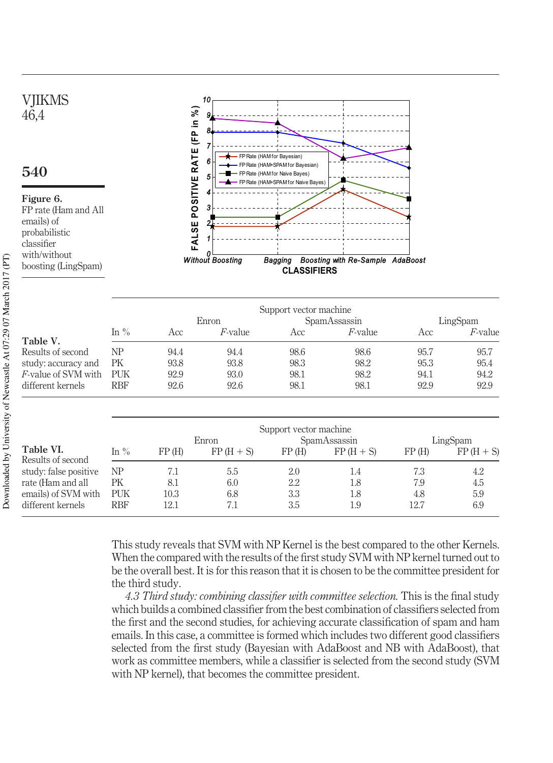Figure 6.
FP rate (Ham and All emails) of probabilistic classifier with/without boosting (LingSpam)

Table V.
Results of second study: accuracy and *F*-value of SVM with different kernels

| In % | Enron Acc | Enron *F*-value | SpamAssassin Acc | SpamAssassin *F*-value | LingSpam Acc | LingSpam *F*-value |
|---|---|---|---|---|---|---|
| NP | 94.4 | 94.4 | 98.6 | 98.6 | 95.7 | 95.7 |
| PK | 93.8 | 93.8 | 98.3 | 98.2 | 95.3 | 95.4 |
| PUK | 92.9 | 93.0 | 98.1 | 98.2 | 94.1 | 94.2 |
| RBF | 92.6 | 92.6 | 98.1 | 98.1 | 92.9 | 92.9 |

Table VI.
Results of second study: false positive rate (Ham and all emails) of SVM with different kernels

| In % | Enron FP (H) | Enron FP (H + S) | SpamAssassin FP (H) | SpamAssassin FP (H + S) | LingSpam FP (H) | LingSpam FP (H + S) |
|---|---|---|---|---|---|---|
| NP | 7.1 | 5.5 | 2.0 | 1.4 | 7.3 | 4.2 |
| PK | 8.1 | 6.0 | 2.2 | 1.8 | 7.9 | 4.5 |
| PUK | 10.3 | 6.8 | 3.3 | 1.8 | 4.8 | 5.9 |
| RBF | 12.1 | 7.1 | 3.5 | 1.9 | 12.7 | 6.9 |

This study reveals that SVM with NP Kernel is the best compared to the other Kernels. When the compared with the results of the first study SVM with NP kernel turned out to be the overall best. It is for this reason that it is chosen to be the committee president for the third study.

*4.3 Third study: combining classifier with committee selection.* This is the final study which builds a combined classifier from the best combination of classifiers selected from the first and the second studies, for achieving accurate classification of spam and ham emails. In this case, a committee is formed which includes two different good classifiers selected from the first study (Bayesian with AdaBoost and NB with AdaBoost), that work as committee members, while a classifier is selected from the second study (SVM with NP kernel), that becomes the committee president.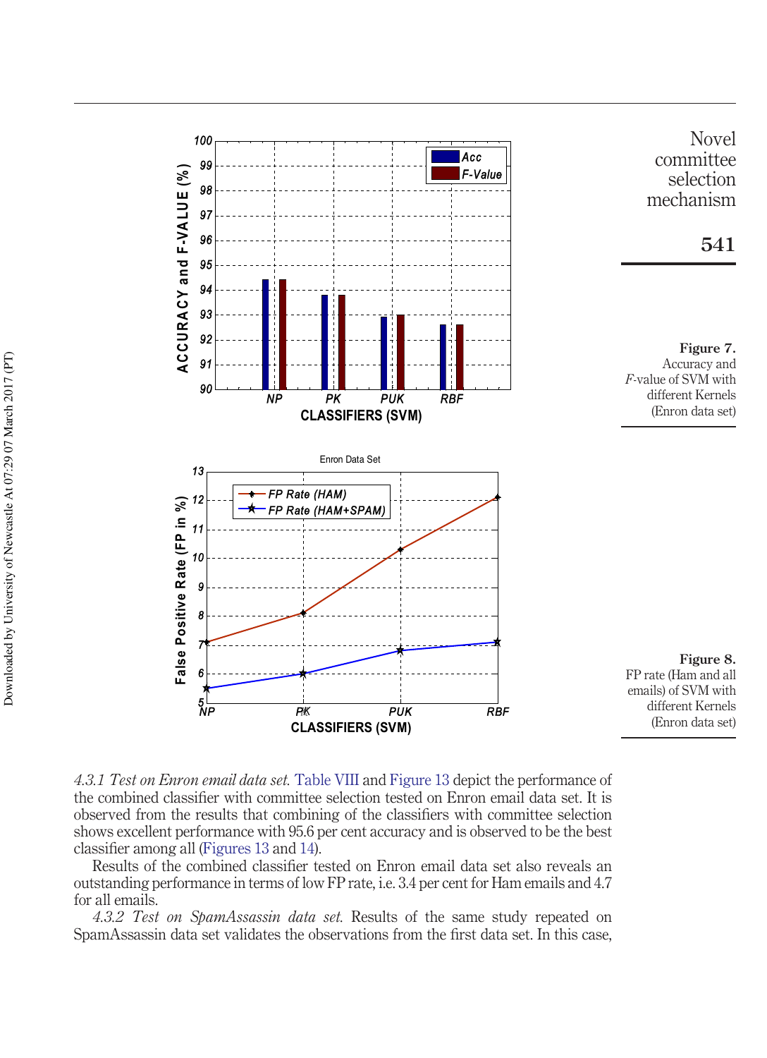**Figure 7.** Accuracy and *F*-value of SVM with different Kernels (Enron data set)

**Figure 8.** FP rate (Ham and all emails) of SVM with different Kernels (Enron data set)

*4.3.1 Test on Enron email data set.* Table VIII and Figure 13 depict the performance of the combined classifier with committee selection tested on Enron email data set. It is observed from the results that combining of the classifiers with committee selection shows excellent performance with 95.6 per cent accuracy and is observed to be the best classifier among all (Figures 13 and 14).

Results of the combined classifier tested on Enron email data set also reveals an outstanding performance in terms of low FP rate, i.e. 3.4 per cent for Ham emails and 4.7 for all emails.

*4.3.2 Test on SpamAssassin data set.* Results of the same study repeated on SpamAssassin data set validates the observations from the first data set. In this case,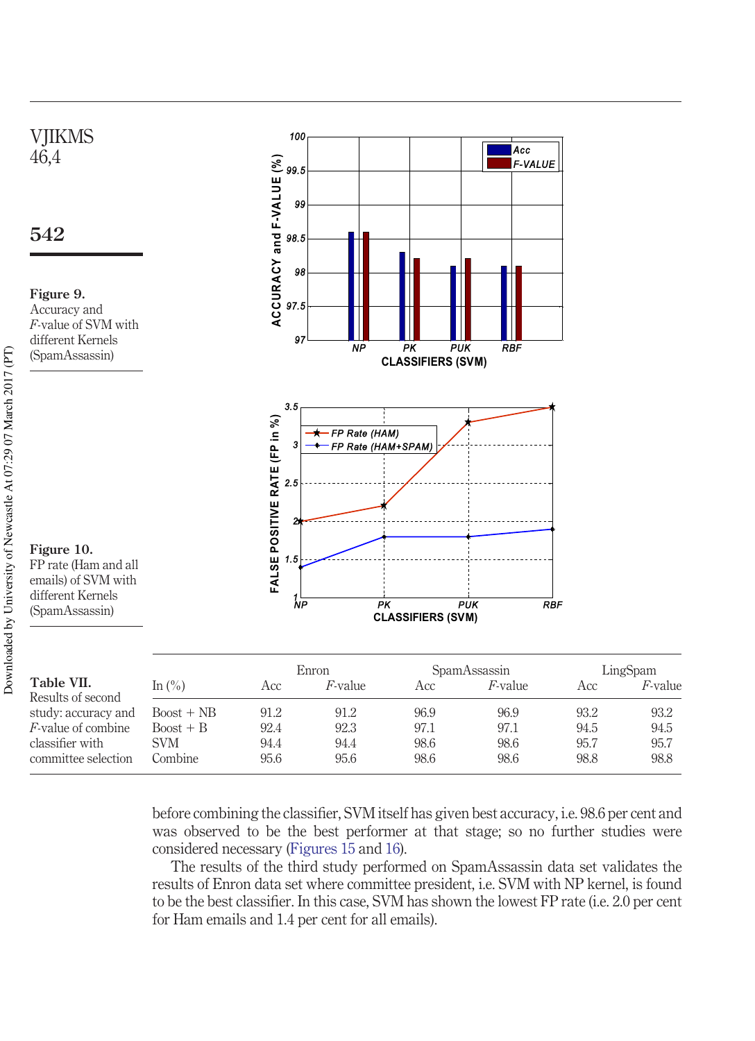**Figure 9.** Accuracy and *F*-value of SVM with different Kernels (SpamAssassin)

**Figure 10.** FP rate (Ham and all emails) of SVM with different Kernels (SpamAssassin)

**Table VII.** Results of second study: accuracy and *F*-value of combine classifier with committee selection

| In (%) | Enron | | SpamAssassin | | LingSpam | |
|---|---|---|---|---|---|---|
| | Acc | *F*-value | Acc | *F*-value | Acc | *F*-value |
| Boost + NB | 91.2 | 91.2 | 96.9 | 96.9 | 93.2 | 93.2 |
| Boost + B | 92.4 | 92.3 | 97.1 | 97.1 | 94.5 | 94.5 |
| SVM | 94.4 | 94.4 | 98.6 | 98.6 | 95.7 | 95.7 |
| Combine | 95.6 | 95.6 | 98.6 | 98.6 | 98.8 | 98.8 |

before combining the classifier, SVM itself has given best accuracy, i.e. 98.6 per cent and was observed to be the best performer at that stage; so no further studies were considered necessary (Figures 15 and 16).

The results of the third study performed on SpamAssassin data set validates the results of Enron data set where committee president, i.e. SVM with NP kernel, is found to be the best classifier. In this case, SVM has shown the lowest FP rate (i.e. 2.0 per cent for Ham emails and 1.4 per cent for all emails).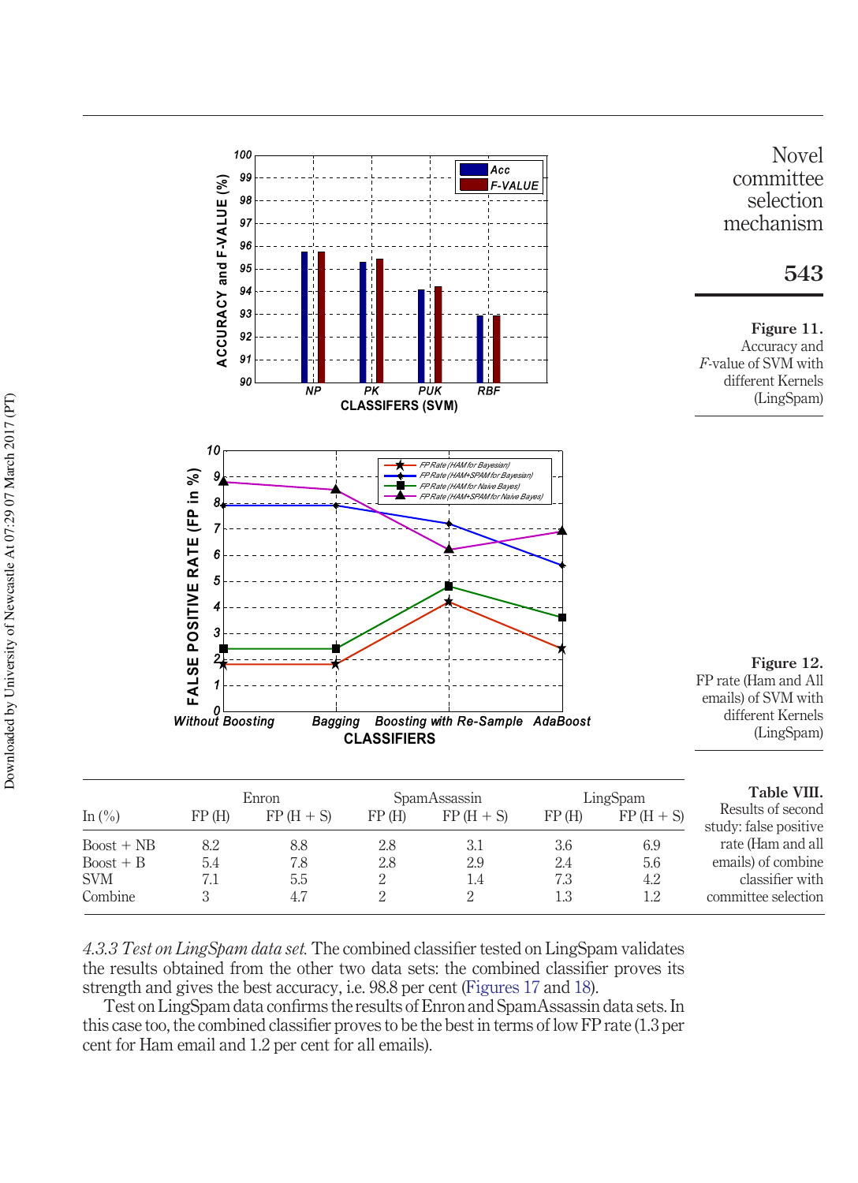**Figure 11.** Accuracy and $F$-value of SVM with different Kernels (LingSpam)

**Figure 12.** FP rate (Ham and All emails) of SVM with different Kernels (LingSpam)

**Table VIII.** Results of second study: false positive rate (Ham and all emails) of combine classifier with committee selection

| In (%) | Enron | | SpamAssassin | | LingSpam | |
|---|---|---|---|---|---|---|
| | FP (H) | FP (H + S) | FP (H) | FP (H + S) | FP (H) | FP (H + S) |
| Boost + NB | 8.2 | 8.8 | 2.8 | 3.1 | 3.6 | 6.9 |
| Boost + B | 5.4 | 7.8 | 2.8 | 2.9 | 2.4 | 5.6 |
| SVM | 7.1 | 5.5 | 2 | 1.4 | 7.3 | 4.2 |
| Combine | 3 | 4.7 | 2 | 2 | 1.3 | 1.2 |

*4.3.3 Test on LingSpam data set.* The combined classifier tested on LingSpam validates the results obtained from the other two data sets: the combined classifier proves its strength and gives the best accuracy, i.e. 98.8 per cent (Figures 17 and 18).

Test on LingSpam data confirms the results of Enron and SpamAssassin data sets. In this case too, the combined classifier proves to be the best in terms of low FP rate (1.3 per cent for Ham email and 1.2 per cent for all emails).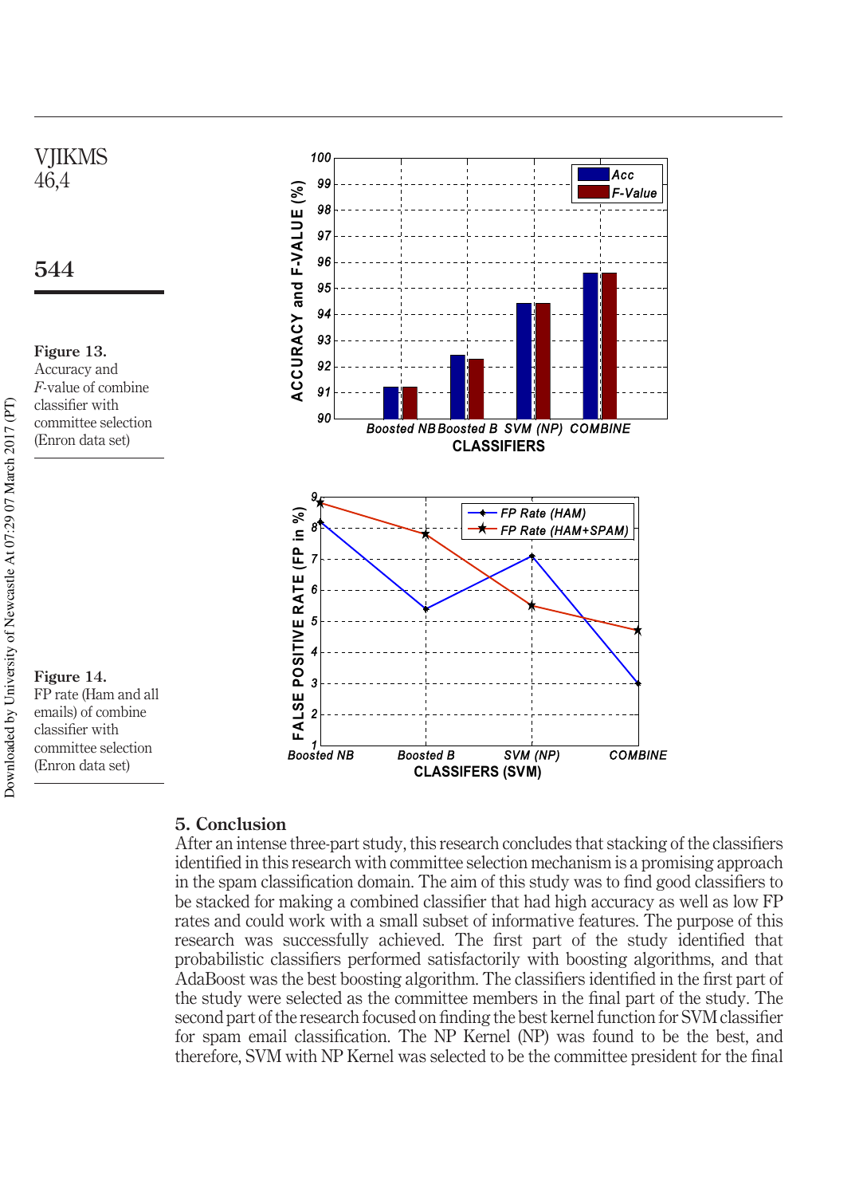**Figure 13.** Accuracy and *F*-value of combine classifier with committee selection (Enron data set)

**Figure 14.** FP rate (Ham and all emails) of combine classifier with committee selection (Enron data set)

## 5. Conclusion

After an intense three-part study, this research concludes that stacking of the classifiers identified in this research with committee selection mechanism is a promising approach in the spam classification domain. The aim of this study was to find good classifiers to be stacked for making a combined classifier that had high accuracy as well as low FP rates and could work with a small subset of informative features. The purpose of this research was successfully achieved. The first part of the study identified that probabilistic classifiers performed satisfactorily with boosting algorithms, and that AdaBoost was the best boosting algorithm. The classifiers identified in the first part of the study were selected as the committee members in the final part of the study. The second part of the research focused on finding the best kernel function for SVM classifier for spam email classification. The NP Kernel (NP) was found to be the best, and therefore, SVM with NP Kernel was selected to be the committee president for the final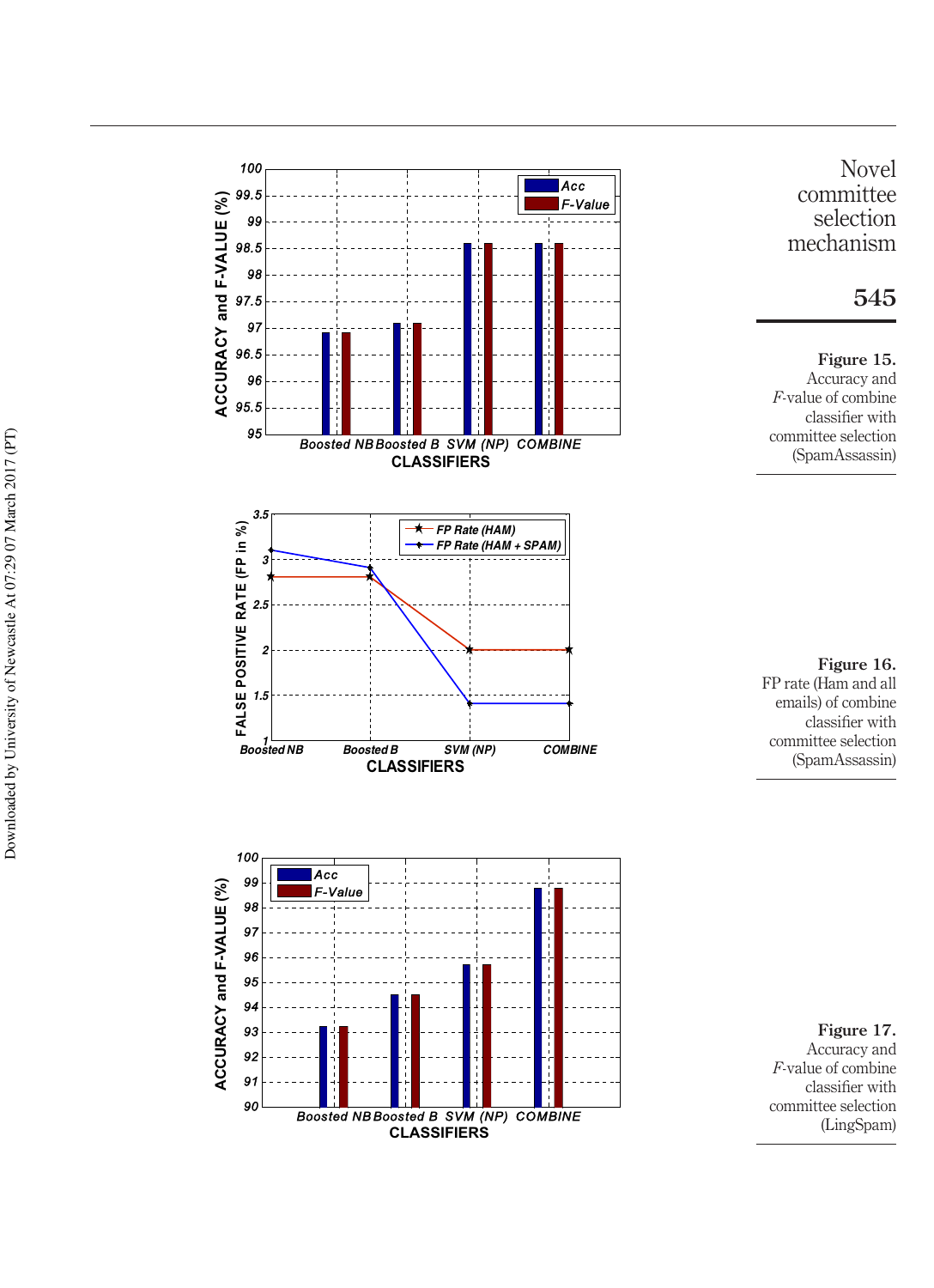**Figure 15.** Accuracy and *F*-value of combine classifier with committee selection (SpamAssassin)

**Figure 16.** FP rate (Ham and all emails) of combine classifier with committee selection (SpamAssassin)

**Figure 17.** Accuracy and *F*-value of combine classifier with committee selection (LingSpam)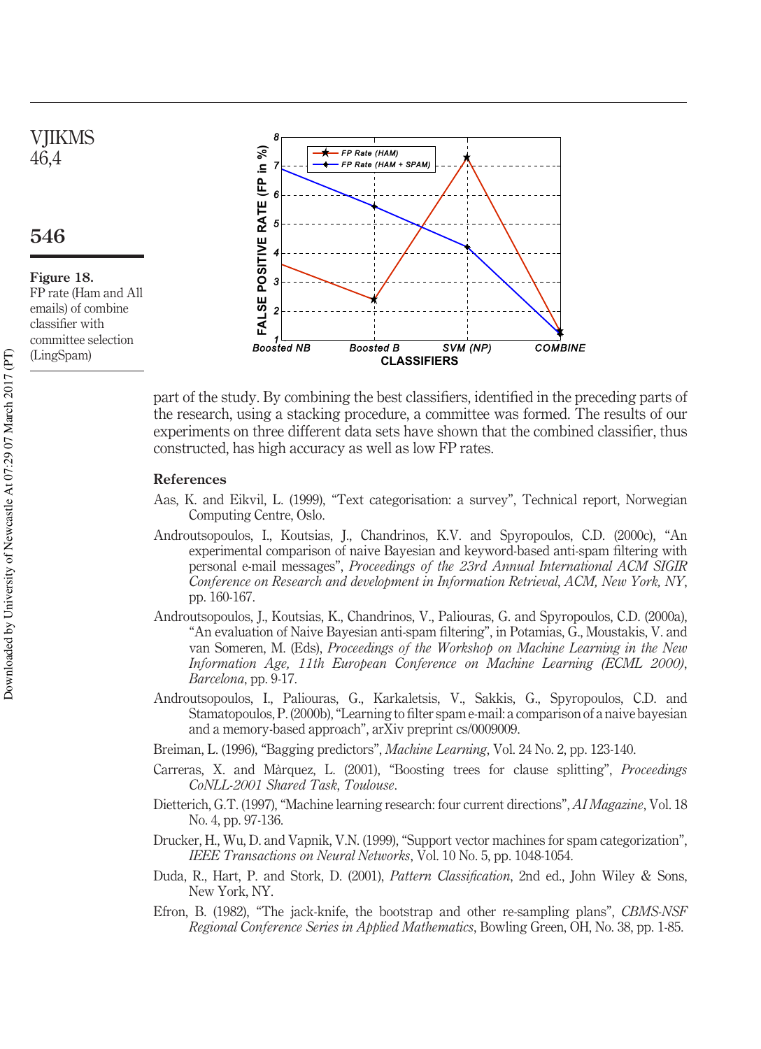Figure 18.
FP rate (Ham and All emails) of combine classifier with committee selection (LingSpam)

part of the study. By combining the best classifiers, identified in the preceding parts of the research, using a stacking procedure, a committee was formed. The results of our experiments on three different data sets have shown that the combined classifier, thus constructed, has high accuracy as well as low FP rates.

## References

Aas, K. and Eikvil, L. (1999), "Text categorisation: a survey", Technical report, Norwegian Computing Centre, Oslo.

Androutsopoulos, I., Koutsias, J., Chandrinos, K.V. and Spyropoulos, C.D. (2000c), "An experimental comparison of naive Bayesian and keyword-based anti-spam filtering with personal e-mail messages", *Proceedings of the 23rd Annual International ACM SIGIR Conference on Research and development in Information Retrieval, ACM, New York, NY*, pp. 160-167.

Androutsopoulos, J., Koutsias, K., Chandrinos, V., Paliouras, G. and Spyropoulos, C.D. (2000a), "An evaluation of Naive Bayesian anti-spam filtering", in Potamias, G., Moustakis, V. and van Someren, M. (Eds), *Proceedings of the Workshop on Machine Learning in the New Information Age, 11th European Conference on Machine Learning (ECML 2000), Barcelona*, pp. 9-17.

Androutsopoulos, I., Paliouras, G., Karkaletsis, V., Sakkis, G., Spyropoulos, C.D. and Stamatopoulos, P. (2000b), "Learning to filter spam e-mail: a comparison of a naive bayesian and a memory-based approach", arXiv preprint cs/0009009.

Breiman, L. (1996), "Bagging predictors", *Machine Learning*, Vol. 24 No. 2, pp. 123-140.

Carreras, X. and Màrquez, L. (2001), "Boosting trees for clause splitting", *Proceedings CoNLL-2001 Shared Task, Toulouse*.

Dietterich, G.T. (1997), "Machine learning research: four current directions", *AI Magazine*, Vol. 18 No. 4, pp. 97-136.

Drucker, H., Wu, D. and Vapnik, V.N. (1999), "Support vector machines for spam categorization", *IEEE Transactions on Neural Networks*, Vol. 10 No. 5, pp. 1048-1054.

Duda, R., Hart, P. and Stork, D. (2001), *Pattern Classification*, 2nd ed., John Wiley & Sons, New York, NY.

Efron, B. (1982), "The jack-knife, the bootstrap and other re-sampling plans", *CBMS-NSF Regional Conference Series in Applied Mathematics*, Bowling Green, OH, No. 38, pp. 1-85.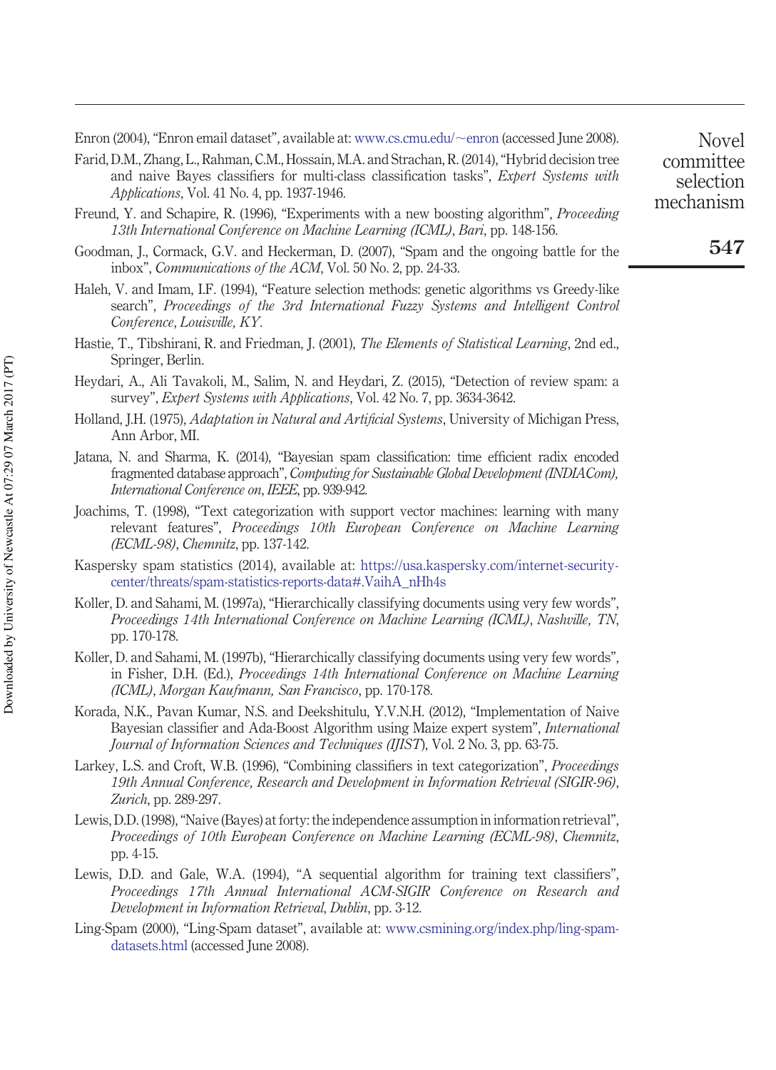Enron (2004), "Enron email dataset", available at: www.cs.cmu.edu/~enron (accessed June 2008).

Farid, D.M., Zhang, L., Rahman, C.M., Hossain, M.A. and Strachan, R. (2014), "Hybrid decision tree and naive Bayes classifiers for multi-class classification tasks", *Expert Systems with Applications*, Vol. 41 No. 4, pp. 1937-1946.

Freund, Y. and Schapire, R. (1996), "Experiments with a new boosting algorithm", *Proceeding 13th International Conference on Machine Learning (ICML)*, *Bari*, pp. 148-156.

Goodman, J., Cormack, G.V. and Heckerman, D. (2007), "Spam and the ongoing battle for the inbox", *Communications of the ACM*, Vol. 50 No. 2, pp. 24-33.

Haleh, V. and Imam, I.F. (1994), "Feature selection methods: genetic algorithms vs Greedy-like search", *Proceedings of the 3rd International Fuzzy Systems and Intelligent Control Conference*, *Louisville, KY*.

Hastie, T., Tibshirani, R. and Friedman, J. (2001), *The Elements of Statistical Learning*, 2nd ed., Springer, Berlin.

Heydari, A., Ali Tavakoli, M., Salim, N. and Heydari, Z. (2015), "Detection of review spam: a survey", *Expert Systems with Applications*, Vol. 42 No. 7, pp. 3634-3642.

Holland, J.H. (1975), *Adaptation in Natural and Artificial Systems*, University of Michigan Press, Ann Arbor, MI.

Jatana, N. and Sharma, K. (2014), "Bayesian spam classification: time efficient radix encoded fragmented database approach", *Computing for Sustainable Global Development (INDIACom), International Conference on*, *IEEE*, pp. 939-942.

Joachims, T. (1998), "Text categorization with support vector machines: learning with many relevant features", *Proceedings 10th European Conference on Machine Learning (ECML-98)*, *Chemnitz*, pp. 137-142.

Kaspersky spam statistics (2014), available at: https://usa.kaspersky.com/internet-security-center/threats/spam-statistics-reports-data#.VaihA_nHh4s

Koller, D. and Sahami, M. (1997a), "Hierarchically classifying documents using very few words", *Proceedings 14th International Conference on Machine Learning (ICML)*, *Nashville, TN*, pp. 170-178.

Koller, D. and Sahami, M. (1997b), "Hierarchically classifying documents using very few words", in Fisher, D.H. (Ed.), *Proceedings 14th International Conference on Machine Learning (ICML)*, *Morgan Kaufmann, San Francisco*, pp. 170-178.

Korada, N.K., Pavan Kumar, N.S. and Deekshitulu, Y.V.N.H. (2012), "Implementation of Naive Bayesian classifier and Ada-Boost Algorithm using Maize expert system", *International Journal of Information Sciences and Techniques (IJIST*), Vol. 2 No. 3, pp. 63-75.

Larkey, L.S. and Croft, W.B. (1996), "Combining classifiers in text categorization", *Proceedings 19th Annual Conference, Research and Development in Information Retrieval (SIGIR-96)*, *Zurich*, pp. 289-297.

Lewis, D.D. (1998), "Naive (Bayes) at forty: the independence assumption in information retrieval", *Proceedings of 10th European Conference on Machine Learning (ECML-98)*, *Chemnitz*, pp. 4-15.

Lewis, D.D. and Gale, W.A. (1994), "A sequential algorithm for training text classifiers", *Proceedings 17th Annual International ACM-SIGIR Conference on Research and Development in Information Retrieval*, *Dublin*, pp. 3-12.

Ling-Spam (2000), "Ling-Spam dataset", available at: www.csmining.org/index.php/ling-spam-datasets.html (accessed June 2008).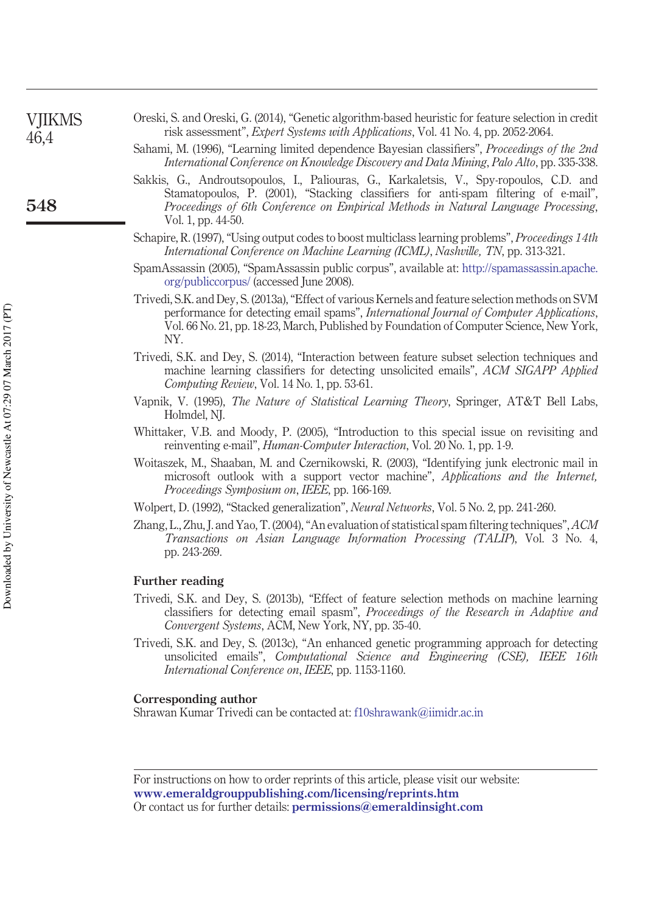Oreski, S. and Oreski, G. (2014), "Genetic algorithm-based heuristic for feature selection in credit risk assessment", *Expert Systems with Applications*, Vol. 41 No. 4, pp. 2052-2064.

Sahami, M. (1996), "Learning limited dependence Bayesian classifiers", *Proceedings of the 2nd International Conference on Knowledge Discovery and Data Mining*, *Palo Alto*, pp. 335-338.

Sakkis, G., Androutsopoulos, I., Paliouras, G., Karkaletsis, V., Spy-ropoulos, C.D. and Stamatopoulos, P. (2001), "Stacking classifiers for anti-spam filtering of e-mail", *Proceedings of 6th Conference on Empirical Methods in Natural Language Processing*, Vol. 1, pp. 44-50.

Schapire, R. (1997), "Using output codes to boost multiclass learning problems", *Proceedings 14th International Conference on Machine Learning (ICML)*, *Nashville, TN*, pp. 313-321.

SpamAssassin (2005), "SpamAssassin public corpus", available at: http://spamassassin.apache.org/publiccorpus/ (accessed June 2008).

Trivedi, S.K. and Dey, S. (2013a), "Effect of various Kernels and feature selection methods on SVM performance for detecting email spams", *International Journal of Computer Applications*, Vol. 66 No. 21, pp. 18-23, March, Published by Foundation of Computer Science, New York, NY.

Trivedi, S.K. and Dey, S. (2014), "Interaction between feature subset selection techniques and machine learning classifiers for detecting unsolicited emails", *ACM SIGAPP Applied Computing Review*, Vol. 14 No. 1, pp. 53-61.

Vapnik, V. (1995), *The Nature of Statistical Learning Theory*, Springer, AT&T Bell Labs, Holmdel, NJ.

Whittaker, V.B. and Moody, P. (2005), "Introduction to this special issue on revisiting and reinventing e-mail", *Human-Computer Interaction*, Vol. 20 No. 1, pp. 1-9.

Woitaszek, M., Shaaban, M. and Czernikowski, R. (2003), "Identifying junk electronic mail in microsoft outlook with a support vector machine", *Applications and the Internet, Proceedings Symposium on*, *IEEE*, pp. 166-169.

Wolpert, D. (1992), "Stacked generalization", *Neural Networks*, Vol. 5 No. 2, pp. 241-260.

Zhang, L., Zhu, J. and Yao, T. (2004), "An evaluation of statistical spam filtering techniques", *ACM Transactions on Asian Language Information Processing (TALIP)*, Vol. 3 No. 4, pp. 243-269.

## Further reading

Trivedi, S.K. and Dey, S. (2013b), "Effect of feature selection methods on machine learning classifiers for detecting email spasm", *Proceedings of the Research in Adaptive and Convergent Systems*, ACM, New York, NY, pp. 35-40.

Trivedi, S.K. and Dey, S. (2013c), "An enhanced genetic programming approach for detecting unsolicited emails", *Computational Science and Engineering (CSE), IEEE 16th International Conference on*, *IEEE*, pp. 1153-1160.

## Corresponding author

Shrawan Kumar Trivedi can be contacted at: f10shrawank@iimidr.ac.in

For instructions on how to order reprints of this article, please visit our website:
**www.emeraldgrouppublishing.com/licensing/reprints.htm**
Or contact us for further details: **permissions@emeraldinsight.com**